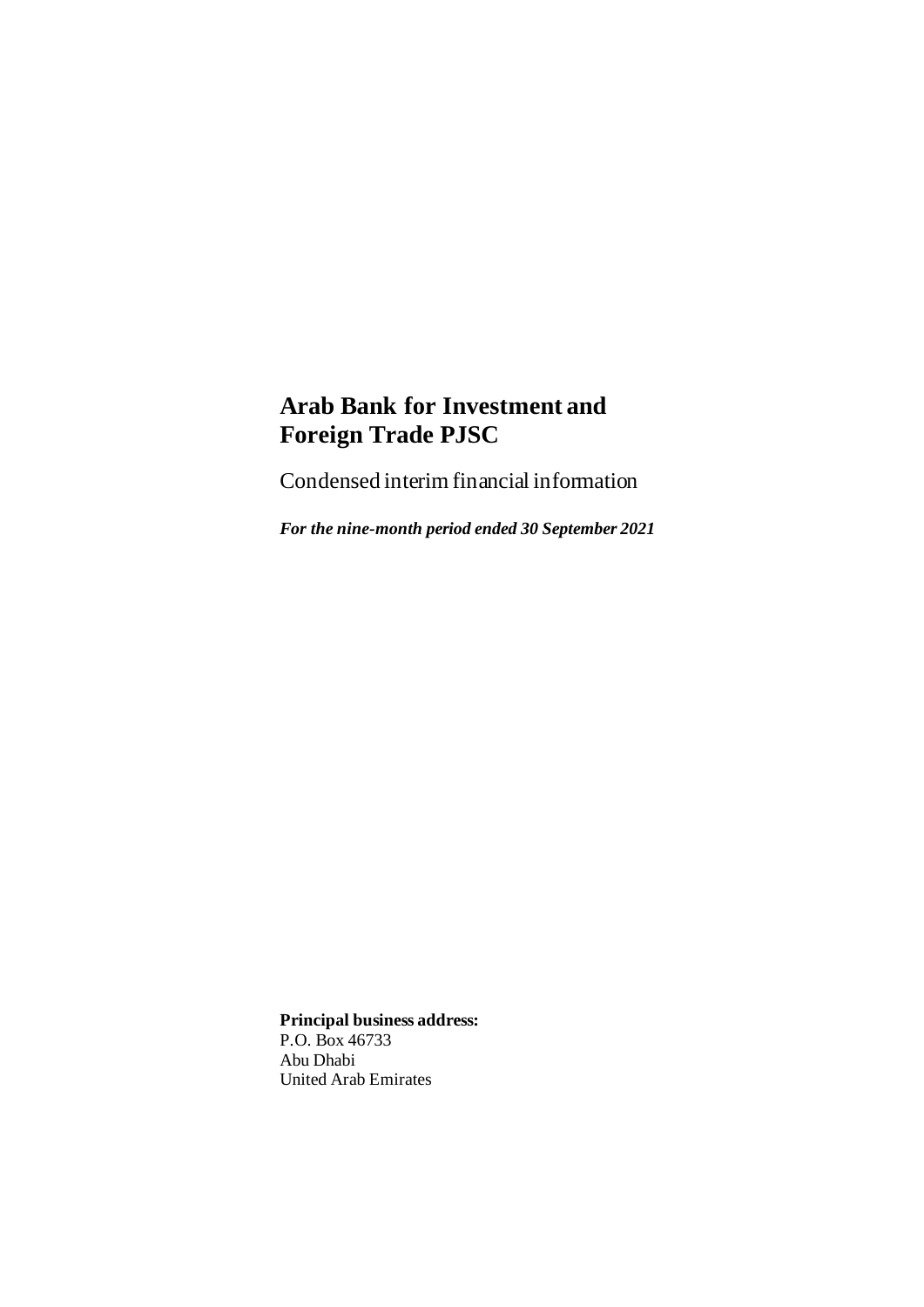# Arab Bank for Investment and Foreign Trade PJSC

Condensed interim financial information

***For the nine-month period ended 30 September 2021***

**Principal business address:**
P.O. Box 46733
Abu Dhabi
United Arab Emirates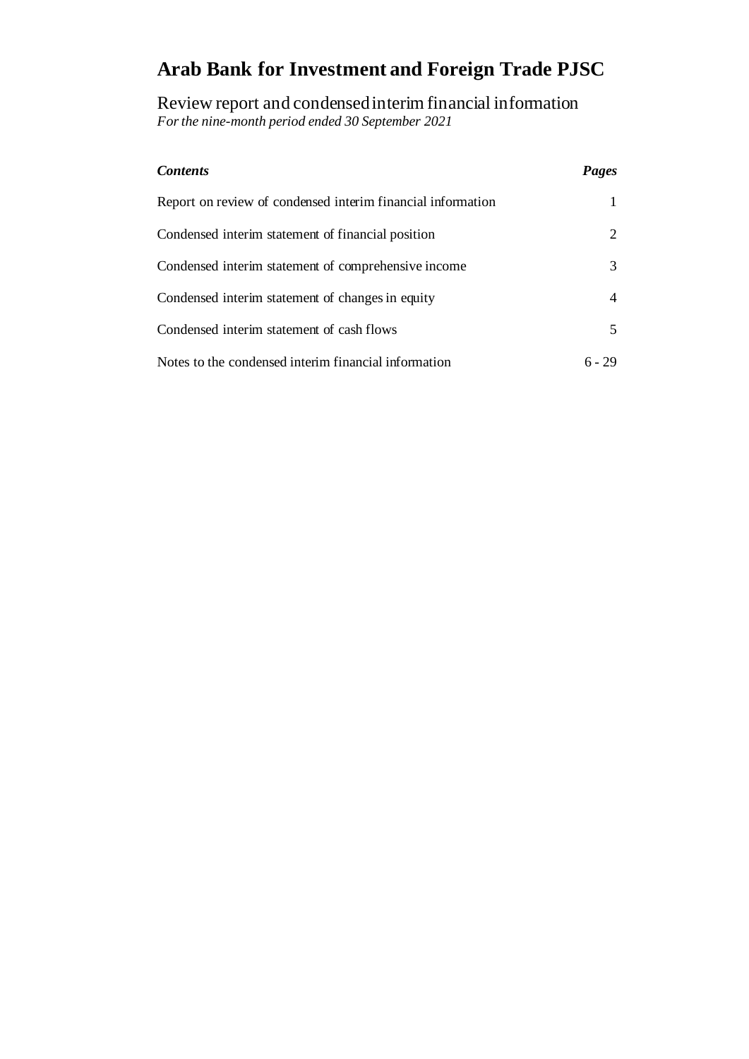# Arab Bank for Investment and Foreign Trade PJSC

Review report and condensed interim financial information
*For the nine-month period ended 30 September 2021*

| *Contents* | *Pages* |
|---|---|
| Report on review of condensed interim financial information | 1 |
| Condensed interim statement of financial position | 2 |
| Condensed interim statement of comprehensive income | 3 |
| Condensed interim statement of changes in equity | 4 |
| Condensed interim statement of cash flows | 5 |
| Notes to the condensed interim financial information | 6 - 29 |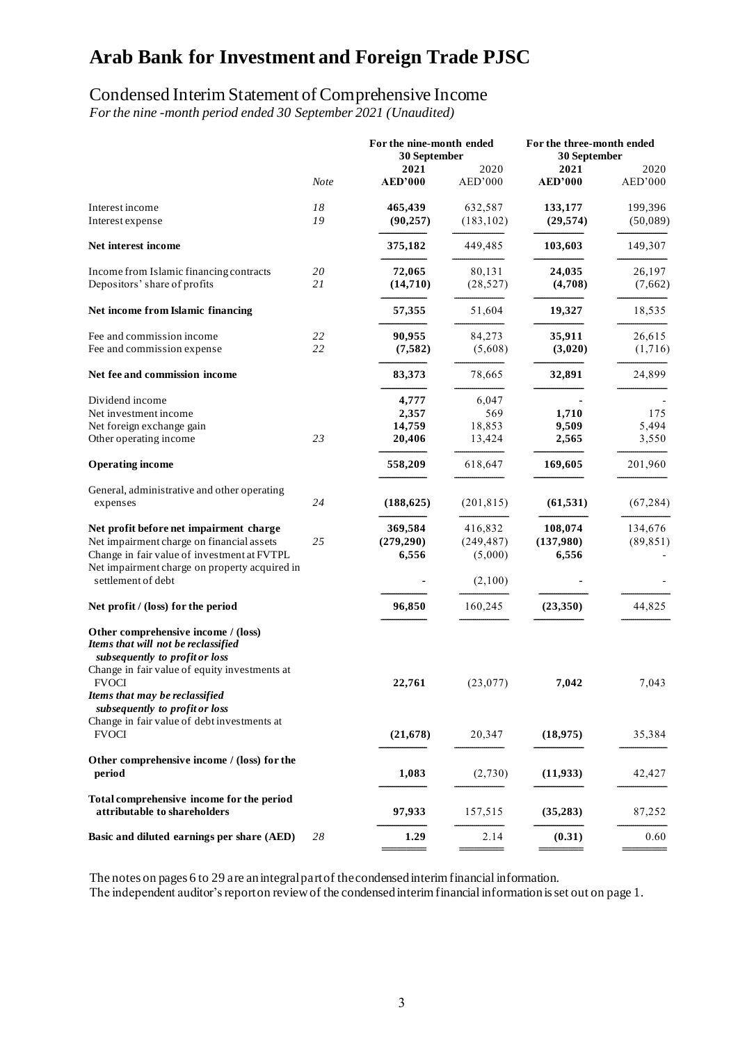# Arab Bank for Investment and Foreign Trade PJSC

## Condensed Interim Statement of Comprehensive Income

*For the nine -month period ended 30 September 2021 (Unaudited)*

| | Note | For the nine-month ended 30 September | | For the three-month ended 30 September | |
|---|---|---|---|---|---|
| | | **2021** | 2020 | **2021** | 2020 |
| | | **AED'000** | AED'000 | **AED'000** | AED'000 |
| Interest income | 18 | **465,439** | 632,587 | **133,177** | 199,396 |
| Interest expense | 19 | **(90,257)** | (183,102) | **(29,574)** | (50,089) |
| **Net interest income** | | **375,182** | 449,485 | **103,603** | 149,307 |
| Income from Islamic financing contracts | 20 | **72,065** | 80,131 | **24,035** | 26,197 |
| Depositors' share of profits | 21 | **(14,710)** | (28,527) | **(4,708)** | (7,662) |
| **Net income from Islamic financing** | | **57,355** | 51,604 | **19,327** | 18,535 |
| Fee and commission income | 22 | **90,955** | 84,273 | **35,911** | 26,615 |
| Fee and commission expense | 22 | **(7,582)** | (5,608) | **(3,020)** | (1,716) |
| **Net fee and commission income** | | **83,373** | 78,665 | **32,891** | 24,899 |
| Dividend income | | **4,777** | 6,047 | **-** | - |
| Net investment income | | **2,357** | 569 | **1,710** | 175 |
| Net foreign exchange gain | | **14,759** | 18,853 | **9,509** | 5,494 |
| Other operating income | 23 | **20,406** | 13,424 | **2,565** | 3,550 |
| **Operating income** | | **558,209** | 618,647 | **169,605** | 201,960 |
| General, administrative and other operating expenses | 24 | **(188,625)** | (201,815) | **(61,531)** | (67,284) |
| **Net profit before net impairment charge** | | **369,584** | 416,832 | **108,074** | 134,676 |
| Net impairment charge on financial assets | 25 | **(279,290)** | (249,487) | **(137,980)** | (89,851) |
| Change in fair value of investment at FVTPL | | **6,556** | (5,000) | **6,556** | - |
| Net impairment charge on property acquired in settlement of debt | | **-** | (2,100) | **-** | - |
| **Net profit / (loss) for the period** | | **96,850** | 160,245 | **(23,350)** | 44,825 |
| **Other comprehensive income / (loss)** | | | | | |
| ***Items that will not be reclassified subsequently to profit or loss*** | | | | | |
| Change in fair value of equity investments at FVOCI | | **22,761** | (23,077) | **7,042** | 7,043 |
| ***Items that may be reclassified subsequently to profit or loss*** | | | | | |
| Change in fair value of debt investments at FVOCI | | **(21,678)** | 20,347 | **(18,975)** | 35,384 |
| **Other comprehensive income / (loss) for the period** | | **1,083** | (2,730) | **(11,933)** | 42,427 |
| **Total comprehensive income for the period attributable to shareholders** | | **97,933** | 157,515 | **(35,283)** | 87,252 |
| **Basic and diluted earnings per share (AED)** | 28 | **1.29** | 2.14 | **(0.31)** | 0.60 |

The notes on pages 6 to 29 are an integral part of the condensed interim financial information.
The independent auditor's report on review of the condensed interim financial information is set out on page 1.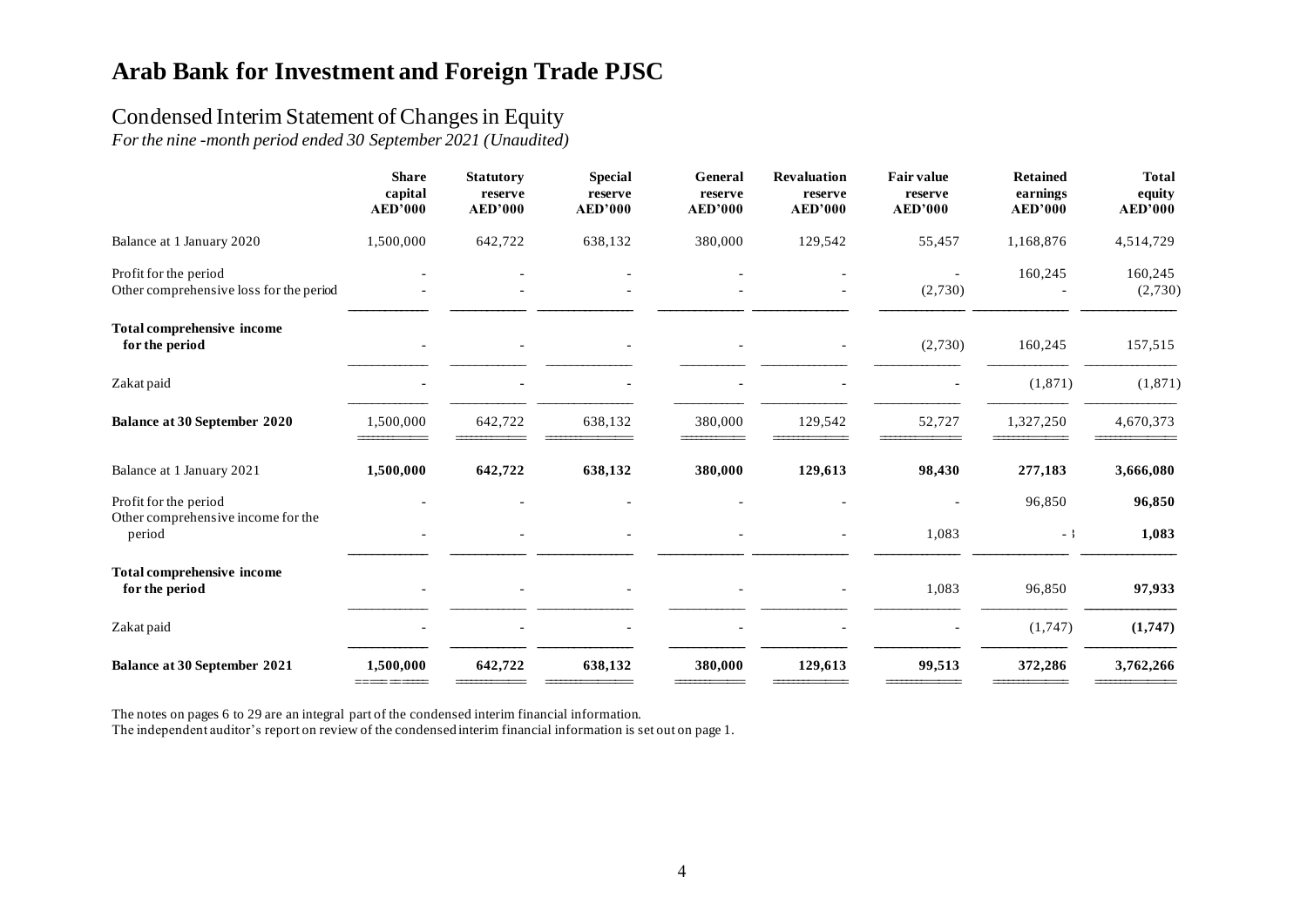# Arab Bank for Investment and Foreign Trade PJSC

## Condensed Interim Statement of Changes in Equity

*For the nine -month period ended 30 September 2021 (Unaudited)*

| | Share capital AED'000 | Statutory reserve AED'000 | Special reserve AED'000 | General reserve AED'000 | Revaluation reserve AED'000 | Fair value reserve AED'000 | Retained earnings AED'000 | Total equity AED'000 |
|---|---|---|---|---|---|---|---|---|
| Balance at 1 January 2020 | 1,500,000 | 642,722 | 638,132 | 380,000 | 129,542 | 55,457 | 1,168,876 | 4,514,729 |
| Profit for the period | - | - | - | - | - | - | 160,245 | 160,245 |
| Other comprehensive loss for the period | - | - | - | - | - | (2,730) | - | (2,730) |
| **Total comprehensive income for the period** | - | - | - | - | - | (2,730) | 160,245 | 157,515 |
| Zakat paid | - | - | - | - | - | - | (1,871) | (1,871) |
| **Balance at 30 September 2020** | 1,500,000 | 642,722 | 638,132 | 380,000 | 129,542 | 52,727 | 1,327,250 | 4,670,373 |
| Balance at 1 January 2021 | **1,500,000** | **642,722** | **638,132** | **380,000** | **129,613** | **98,430** | **277,183** | **3,666,080** |
| Profit for the period | - | - | - | - | - | - | 96,850 | **96,850** |
| Other comprehensive income for the period | - | - | - | - | - | 1,083 | - | **1,083** |
| **Total comprehensive income for the period** | - | - | - | - | - | 1,083 | 96,850 | **97,933** |
| Zakat paid | - | - | - | - | - | - | (1,747) | **(1,747)** |
| **Balance at 30 September 2021** | **1,500,000** | **642,722** | **638,132** | **380,000** | **129,613** | **99,513** | **372,286** | **3,762,266** |

The notes on pages 6 to 29 are an integral part of the condensed interim financial information.
The independent auditor's report on review of the condensed interim financial information is set out on page 1.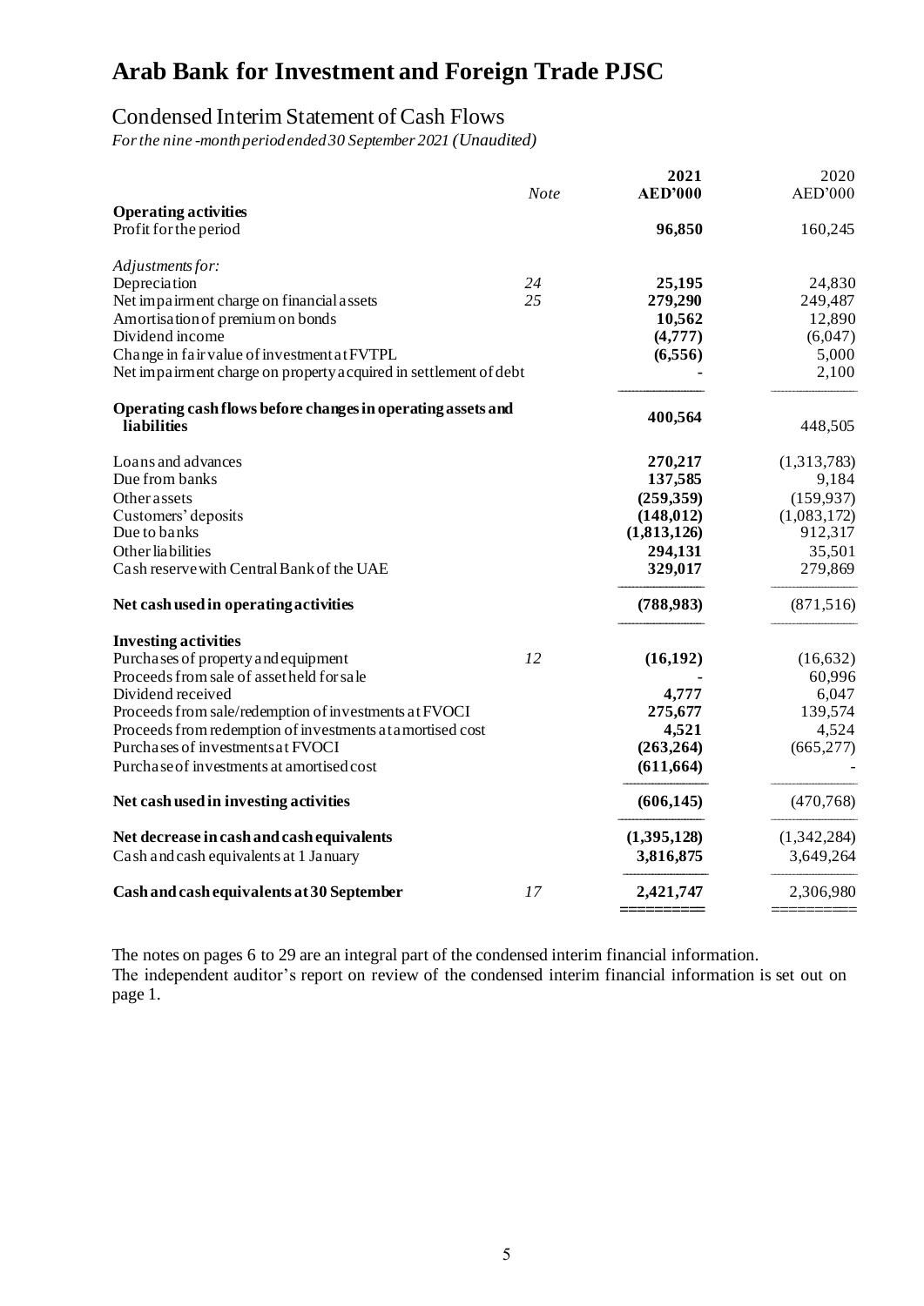# Arab Bank for Investment and Foreign Trade PJSC

## Condensed Interim Statement of Cash Flows

*For the nine-month period ended 30 September 2021 (Unaudited)*

| | Note | 2021 AED'000 | 2020 AED'000 |
|---|---|---|---|
| **Operating activities** | | | |
| Profit for the period | | **96,850** | 160,245 |
| *Adjustments for:* | | | |
| Depreciation | 24 | **25,195** | 24,830 |
| Net impairment charge on financial assets | 25 | **279,290** | 249,487 |
| Amortisation of premium on bonds | | **10,562** | 12,890 |
| Dividend income | | **(4,777)** | (6,047) |
| Change in fair value of investment at FVTPL | | **(6,556)** | 5,000 |
| Net impairment charge on property acquired in settlement of debt | | **-** | 2,100 |
| **Operating cash flows before changes in operating assets and liabilities** | | **400,564** | 448,505 |
| Loans and advances | | **270,217** | (1,313,783) |
| Due from banks | | **137,585** | 9,184 |
| Other assets | | **(259,359)** | (159,937) |
| Customers' deposits | | **(148,012)** | (1,083,172) |
| Due to banks | | **(1,813,126)** | 912,317 |
| Other liabilities | | **294,131** | 35,501 |
| Cash reserve with Central Bank of the UAE | | **329,017** | 279,869 |
| **Net cash used in operating activities** | | **(788,983)** | (871,516) |
| **Investing activities** | | | |
| Purchases of property and equipment | 12 | **(16,192)** | (16,632) |
| Proceeds from sale of asset held for sale | | **-** | 60,996 |
| Dividend received | | **4,777** | 6,047 |
| Proceeds from sale/redemption of investments at FVOCI | | **275,677** | 139,574 |
| Proceeds from redemption of investments at amortised cost | | **4,521** | 4,524 |
| Purchases of investments at FVOCI | | **(263,264)** | (665,277) |
| Purchase of investments at amortised cost | | **(611,664)** | - |
| **Net cash used in investing activities** | | **(606,145)** | (470,768) |
| **Net decrease in cash and cash equivalents** | | **(1,395,128)** | (1,342,284) |
| Cash and cash equivalents at 1 January | | **3,816,875** | 3,649,264 |
| **Cash and cash equivalents at 30 September** | 17 | **2,421,747** | 2,306,980 |

The notes on pages 6 to 29 are an integral part of the condensed interim financial information.

The independent auditor's report on review of the condensed interim financial information is set out on page 1.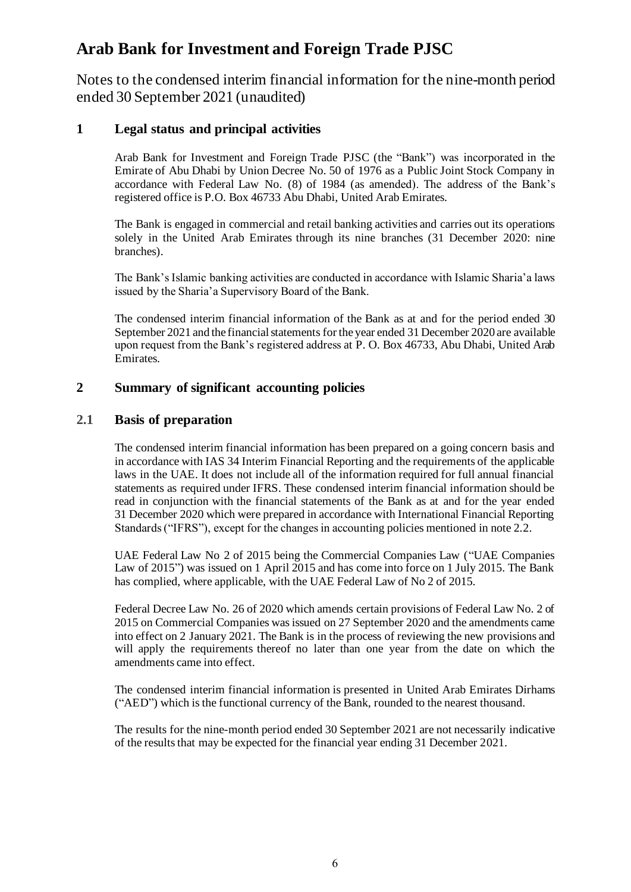# Arab Bank for Investment and Foreign Trade PJSC

Notes to the condensed interim financial information for the nine-month period ended 30 September 2021 (unaudited)

## 1 Legal status and principal activities

Arab Bank for Investment and Foreign Trade PJSC (the "Bank") was incorporated in the Emirate of Abu Dhabi by Union Decree No. 50 of 1976 as a Public Joint Stock Company in accordance with Federal Law No. (8) of 1984 (as amended). The address of the Bank's registered office is P.O. Box 46733 Abu Dhabi, United Arab Emirates.

The Bank is engaged in commercial and retail banking activities and carries out its operations solely in the United Arab Emirates through its nine branches (31 December 2020: nine branches).

The Bank's Islamic banking activities are conducted in accordance with Islamic Sharia'a laws issued by the Sharia'a Supervisory Board of the Bank.

The condensed interim financial information of the Bank as at and for the period ended 30 September 2021 and the financial statements for the year ended 31 December 2020 are available upon request from the Bank's registered address at P. O. Box 46733, Abu Dhabi, United Arab Emirates.

## 2 Summary of significant accounting policies

### 2.1 Basis of preparation

The condensed interim financial information has been prepared on a going concern basis and in accordance with IAS 34 Interim Financial Reporting and the requirements of the applicable laws in the UAE. It does not include all of the information required for full annual financial statements as required under IFRS. These condensed interim financial information should be read in conjunction with the financial statements of the Bank as at and for the year ended 31 December 2020 which were prepared in accordance with International Financial Reporting Standards ("IFRS"), except for the changes in accounting policies mentioned in note 2.2.

UAE Federal Law No 2 of 2015 being the Commercial Companies Law ("UAE Companies Law of 2015") was issued on 1 April 2015 and has come into force on 1 July 2015. The Bank has complied, where applicable, with the UAE Federal Law of No 2 of 2015.

Federal Decree Law No. 26 of 2020 which amends certain provisions of Federal Law No. 2 of 2015 on Commercial Companies was issued on 27 September 2020 and the amendments came into effect on 2 January 2021. The Bank is in the process of reviewing the new provisions and will apply the requirements thereof no later than one year from the date on which the amendments came into effect.

The condensed interim financial information is presented in United Arab Emirates Dirhams ("AED") which is the functional currency of the Bank, rounded to the nearest thousand.

The results for the nine-month period ended 30 September 2021 are not necessarily indicative of the results that may be expected for the financial year ending 31 December 2021.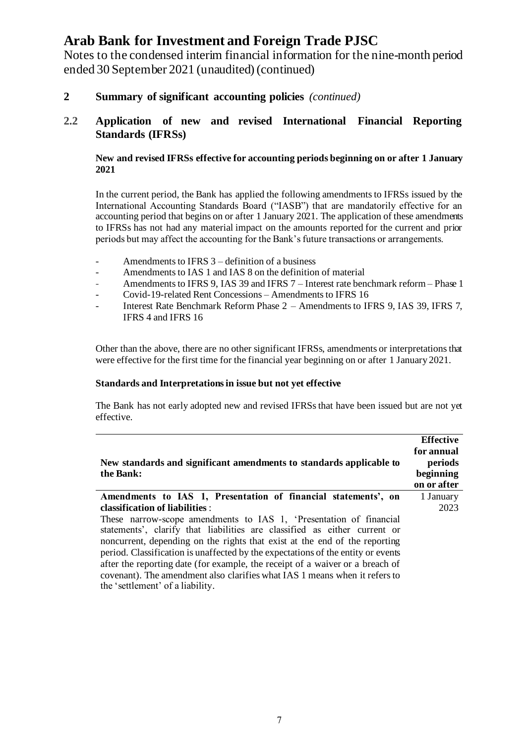# Arab Bank for Investment and Foreign Trade PJSC

Notes to the condensed interim financial information for the nine-month period ended 30 September 2021 (unaudited) (continued)

## 2 Summary of significant accounting policies *(continued)*

### 2.2 Application of new and revised International Financial Reporting Standards (IFRSs)

**New and revised IFRSs effective for accounting periods beginning on or after 1 January 2021**

In the current period, the Bank has applied the following amendments to IFRSs issued by the International Accounting Standards Board ("IASB") that are mandatorily effective for an accounting period that begins on or after 1 January 2021. The application of these amendments to IFRSs has not had any material impact on the amounts reported for the current and prior periods but may affect the accounting for the Bank's future transactions or arrangements.

- Amendments to IFRS 3 – definition of a business
- Amendments to IAS 1 and IAS 8 on the definition of material
- Amendments to IFRS 9, IAS 39 and IFRS 7 – Interest rate benchmark reform – Phase 1
- Covid-19-related Rent Concessions – Amendments to IFRS 16
- Interest Rate Benchmark Reform Phase 2 – Amendments to IFRS 9, IAS 39, IFRS 7, IFRS 4 and IFRS 16

Other than the above, there are no other significant IFRSs, amendments or interpretations that were effective for the first time for the financial year beginning on or after 1 January 2021.

**Standards and Interpretations in issue but not yet effective**

The Bank has not early adopted new and revised IFRSs that have been issued but are not yet effective.

| New standards and significant amendments to standards applicable to the Bank: | Effective for annual periods beginning on or after |
|---|---|
| **Amendments to IAS 1, Presentation of financial statements', on classification of liabilities**:<br>These narrow-scope amendments to IAS 1, 'Presentation of financial statements', clarify that liabilities are classified as either current or noncurrent, depending on the rights that exist at the end of the reporting period. Classification is unaffected by the expectations of the entity or events after the reporting date (for example, the receipt of a waiver or a breach of covenant). The amendment also clarifies what IAS 1 means when it refers to the 'settlement' of a liability. | 1 January 2023 |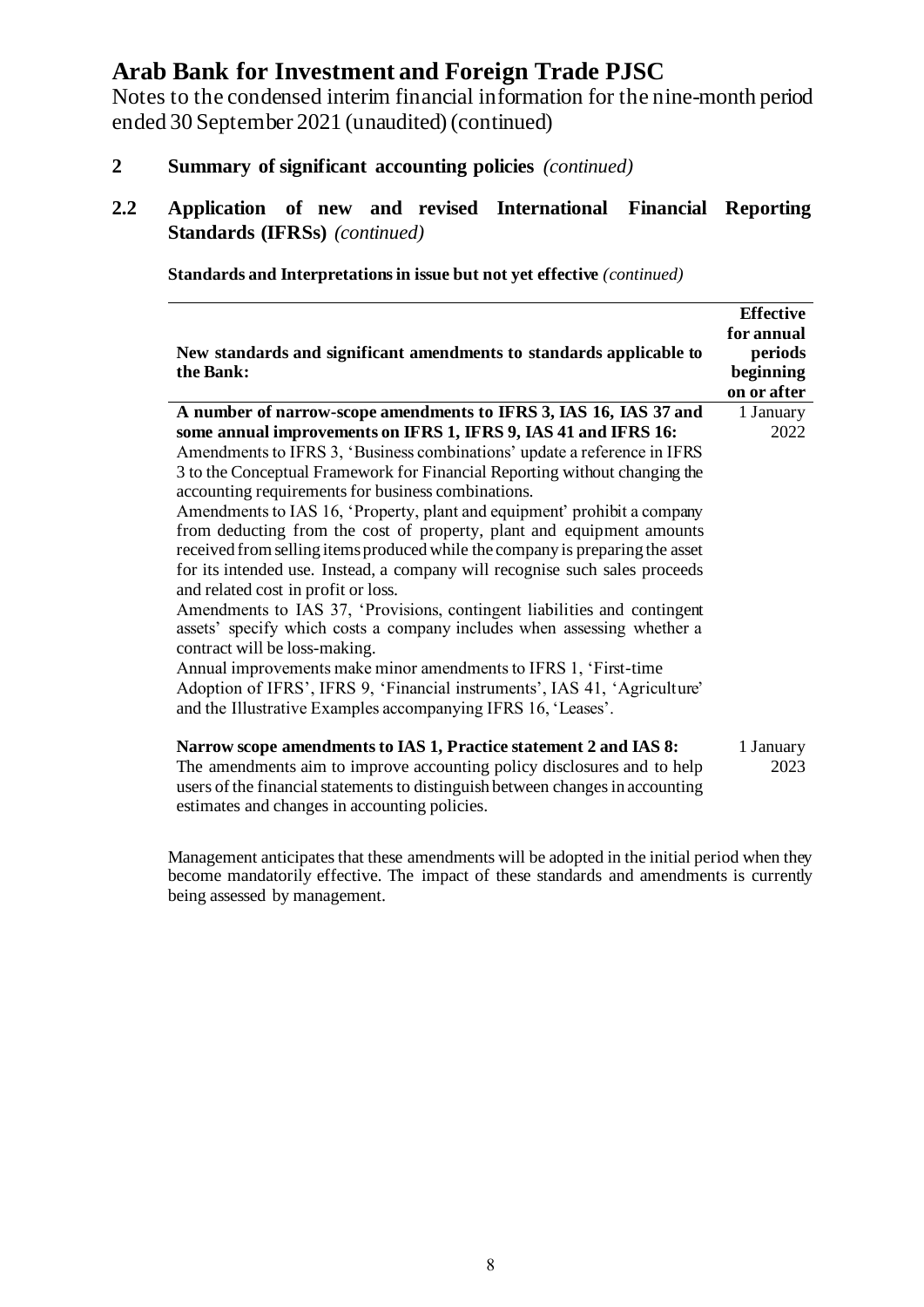# Arab Bank for Investment and Foreign Trade PJSC

Notes to the condensed interim financial information for the nine-month period ended 30 September 2021 (unaudited) (continued)

## 2 Summary of significant accounting policies *(continued)*

### 2.2 Application of new and revised International Financial Reporting Standards (IFRSs) *(continued)*

**Standards and Interpretations in issue but not yet effective** *(continued)*

| **New standards and significant amendments to standards applicable to the Bank:** | **Effective for annual periods beginning on or after** |
|---|---|
| **A number of narrow-scope amendments to IFRS 3, IAS 16, IAS 37 and some annual improvements on IFRS 1, IFRS 9, IAS 41 and IFRS 16:** Amendments to IFRS 3, 'Business combinations' update a reference in IFRS 3 to the Conceptual Framework for Financial Reporting without changing the accounting requirements for business combinations. Amendments to IAS 16, 'Property, plant and equipment' prohibit a company from deducting from the cost of property, plant and equipment amounts received from selling items produced while the company is preparing the asset for its intended use. Instead, a company will recognise such sales proceeds and related cost in profit or loss. Amendments to IAS 37, 'Provisions, contingent liabilities and contingent assets' specify which costs a company includes when assessing whether a contract will be loss-making. Annual improvements make minor amendments to IFRS 1, 'First-time Adoption of IFRS', IFRS 9, 'Financial instruments', IAS 41, 'Agriculture' and the Illustrative Examples accompanying IFRS 16, 'Leases'. | 1 January 2022 |
| **Narrow scope amendments to IAS 1, Practice statement 2 and IAS 8:** The amendments aim to improve accounting policy disclosures and to help users of the financial statements to distinguish between changes in accounting estimates and changes in accounting policies. | 1 January 2023 |

Management anticipates that these amendments will be adopted in the initial period when they become mandatorily effective. The impact of these standards and amendments is currently being assessed by management.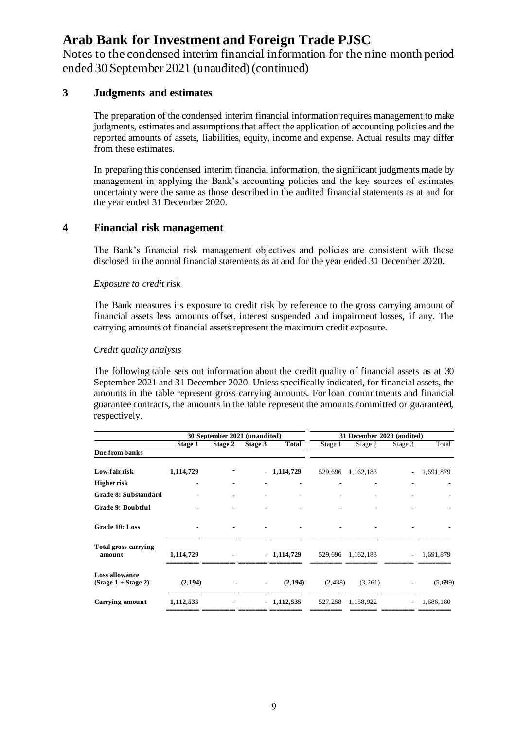# Arab Bank for Investment and Foreign Trade PJSC

Notes to the condensed interim financial information for the nine-month period ended 30 September 2021 (unaudited) (continued)

## 3 Judgments and estimates

The preparation of the condensed interim financial information requires management to make judgments, estimates and assumptions that affect the application of accounting policies and the reported amounts of assets, liabilities, equity, income and expense. Actual results may differ from these estimates.

In preparing this condensed interim financial information, the significant judgments made by management in applying the Bank's accounting policies and the key sources of estimates uncertainty were the same as those described in the audited financial statements as at and for the year ended 31 December 2020.

## 4 Financial risk management

The Bank's financial risk management objectives and policies are consistent with those disclosed in the annual financial statements as at and for the year ended 31 December 2020.

*Exposure to credit risk*

The Bank measures its exposure to credit risk by reference to the gross carrying amount of financial assets less amounts offset, interest suspended and impairment losses, if any. The carrying amounts of financial assets represent the maximum credit exposure.

*Credit quality analysis*

The following table sets out information about the credit quality of financial assets as at 30 September 2021 and 31 December 2020. Unless specifically indicated, for financial assets, the amounts in the table represent gross carrying amounts. For loan commitments and financial guarantee contracts, the amounts in the table represent the amounts committed or guaranteed, respectively.

| | 30 September 2021 (unaudited) | | | | 31 December 2020 (audited) | | | |
|---|---|---|---|---|---|---|---|---|
| | **Stage 1** | **Stage 2** | **Stage 3** | **Total** | Stage 1 | Stage 2 | Stage 3 | Total |
| **Due from banks** | | | | | | | | |
| **Low-fair risk** | **1,114,729** | - | - | **1,114,729** | 529,696 | 1,162,183 | - | 1,691,879 |
| **Higher risk** | - | - | - | - | - | - | - | - |
| **Grade 8: Substandard** | - | - | - | - | - | - | - | - |
| **Grade 9: Doubtful** | - | - | - | - | - | - | - | - |
| **Grade 10: Loss** | - | - | - | - | - | - | - | - |
| **Total gross carrying amount** | **1,114,729** | - | - | **1,114,729** | 529,696 | 1,162,183 | - | 1,691,879 |
| **Loss allowance (Stage 1 + Stage 2)** | **(2,194)** | - | - | **(2,194)** | (2,438) | (3,261) | - | (5,699) |
| **Carrying amount** | **1,112,535** | - | - | **1,112,535** | 527,258 | 1,158,922 | - | 1,686,180 |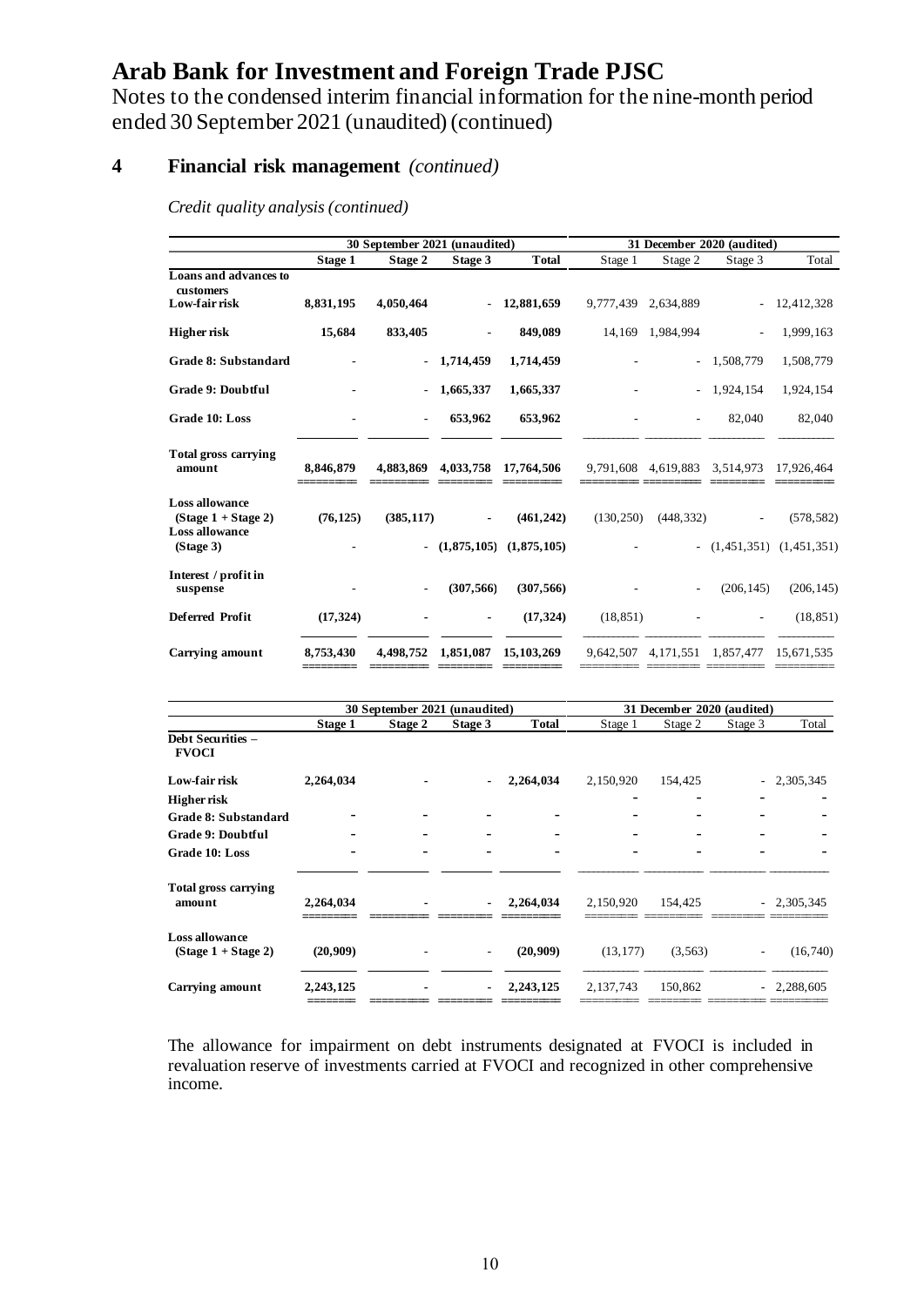# Arab Bank for Investment and Foreign Trade PJSC

Notes to the condensed interim financial information for the nine-month period ended 30 September 2021 (unaudited) (continued)

## 4 Financial risk management *(continued)*

*Credit quality analysis (continued)*

| | 30 September 2021 (unaudited) | | | | 31 December 2020 (audited) | | | |
|---|---|---|---|---|---|---|---|---|
| | **Stage 1** | **Stage 2** | **Stage 3** | **Total** | Stage 1 | Stage 2 | Stage 3 | Total |
| **Loans and advances to customers** | | | | | | | | |
| **Low-fair risk** | **8,831,195** | **4,050,464** | **-** | **12,881,659** | 9,777,439 | 2,634,889 | - | 12,412,328 |
| **Higher risk** | **15,684** | **833,405** | **-** | **849,089** | 14,169 | 1,984,994 | - | 1,999,163 |
| **Grade 8: Substandard** | **-** | **-** | **1,714,459** | **1,714,459** | - | - | 1,508,779 | 1,508,779 |
| **Grade 9: Doubtful** | **-** | **-** | **1,665,337** | **1,665,337** | - | - | 1,924,154 | 1,924,154 |
| **Grade 10: Loss** | **-** | **-** | **653,962** | **653,962** | - | - | 82,040 | 82,040 |
| **Total gross carrying amount** | **8,846,879** | **4,883,869** | **4,033,758** | **17,764,506** | 9,791,608 | 4,619,883 | 3,514,973 | 17,926,464 |
| **Loss allowance (Stage 1 + Stage 2)** | **(76,125)** | **(385,117)** | **-** | **(461,242)** | (130,250) | (448,332) | - | (578,582) |
| **Loss allowance (Stage 3)** | **-** | **-** | **(1,875,105)** | **(1,875,105)** | - | - | (1,451,351) | (1,451,351) |
| **Interest / profit in suspense** | **-** | **-** | **(307,566)** | **(307,566)** | - | - | (206,145) | (206,145) |
| **Deferred Profit** | **(17,324)** | **-** | **-** | **(17,324)** | (18,851) | - | - | (18,851) |
| **Carrying amount** | **8,753,430** | **4,498,752** | **1,851,087** | **15,103,269** | 9,642,507 | 4,171,551 | 1,857,477 | 15,671,535 |

| | 30 September 2021 (unaudited) | | | | 31 December 2020 (audited) | | | |
|---|---|---|---|---|---|---|---|---|
| | **Stage 1** | **Stage 2** | **Stage 3** | **Total** | Stage 1 | Stage 2 | Stage 3 | Total |
| **Debt Securities – FVOCI** | | | | | | | | |
| **Low-fair risk** | **2,264,034** | **-** | **-** | **2,264,034** | 2,150,920 | 154,425 | - | 2,305,345 |
| **Higher risk** | | | | | - | - | - | - |
| **Grade 8: Substandard** | - | - | - | - | - | - | - | - |
| **Grade 9: Doubtful** | - | - | - | - | - | - | - | - |
| **Grade 10: Loss** | - | - | - | - | - | - | - | - |
| **Total gross carrying amount** | **2,264,034** | **-** | **-** | **2,264,034** | 2,150,920 | 154,425 | - | 2,305,345 |
| **Loss allowance (Stage 1 + Stage 2)** | **(20,909)** | **-** | **-** | **(20,909)** | (13,177) | (3,563) | - | (16,740) |
| **Carrying amount** | **2,243,125** | **-** | **-** | **2,243,125** | 2,137,743 | 150,862 | - | 2,288,605 |

The allowance for impairment on debt instruments designated at FVOCI is included in revaluation reserve of investments carried at FVOCI and recognized in other comprehensive income.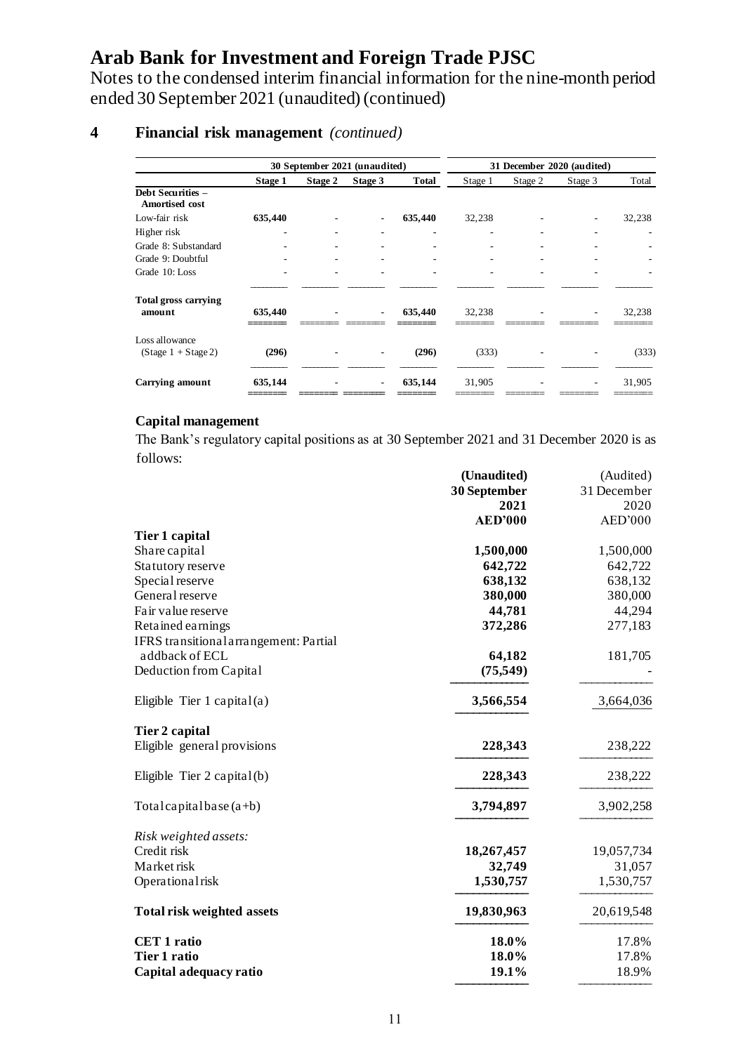# Arab Bank for Investment and Foreign Trade PJSC

Notes to the condensed interim financial information for the nine-month period ended 30 September 2021 (unaudited) (continued)

## 4 Financial risk management *(continued)*

| | 30 September 2021 (unaudited) | | | | 31 December 2020 (audited) | | | |
|---|---|---|---|---|---|---|---|---|
| | **Stage 1** | **Stage 2** | **Stage 3** | **Total** | Stage 1 | Stage 2 | Stage 3 | Total |
| **Debt Securities – Amortised cost** | | | | | | | | |
| Low-fair risk | **635,440** | - | - | **635,440** | 32,238 | - | - | 32,238 |
| Higher risk | - | - | - | - | - | - | - | - |
| Grade 8: Substandard | - | - | - | - | - | - | - | - |
| Grade 9: Doubtful | - | - | - | - | - | - | - | - |
| Grade 10: Loss | - | - | - | - | - | - | - | - |
| **Total gross carrying amount** | **635,440** | - | - | **635,440** | 32,238 | - | - | 32,238 |
| Loss allowance (Stage 1 + Stage 2) | **(296)** | - | - | **(296)** | (333) | - | - | (333) |
| **Carrying amount** | **635,144** | - | - | **635,144** | 31,905 | - | - | 31,905 |

### Capital management

The Bank's regulatory capital positions as at 30 September 2021 and 31 December 2020 is as follows:

| | **(Unaudited) 30 September 2021 AED'000** | (Audited) 31 December 2020 AED'000 |
|---|---|---|
| **Tier 1 capital** | | |
| Share capital | **1,500,000** | 1,500,000 |
| Statutory reserve | **642,722** | 642,722 |
| Special reserve | **638,132** | 638,132 |
| General reserve | **380,000** | 380,000 |
| Fair value reserve | **44,781** | 44,294 |
| Retained earnings | **372,286** | 277,183 |
| IFRS transitional arrangement: Partial addback of ECL | **64,182** | 181,705 |
| Deduction from Capital | **(75,549)** | - |
| Eligible Tier 1 capital (a) | **3,566,554** | 3,664,036 |
| **Tier 2 capital** | | |
| Eligible general provisions | **228,343** | 238,222 |
| Eligible Tier 2 capital (b) | **228,343** | 238,222 |
| Total capital base (a+b) | **3,794,897** | 3,902,258 |
| *Risk weighted assets:* | | |
| Credit risk | **18,267,457** | 19,057,734 |
| Market risk | **32,749** | 31,057 |
| Operational risk | **1,530,757** | 1,530,757 |
| **Total risk weighted assets** | **19,830,963** | 20,619,548 |
| **CET 1 ratio** | **18.0%** | 17.8% |
| **Tier 1 ratio** | **18.0%** | 17.8% |
| **Capital adequacy ratio** | **19.1%** | 18.9% |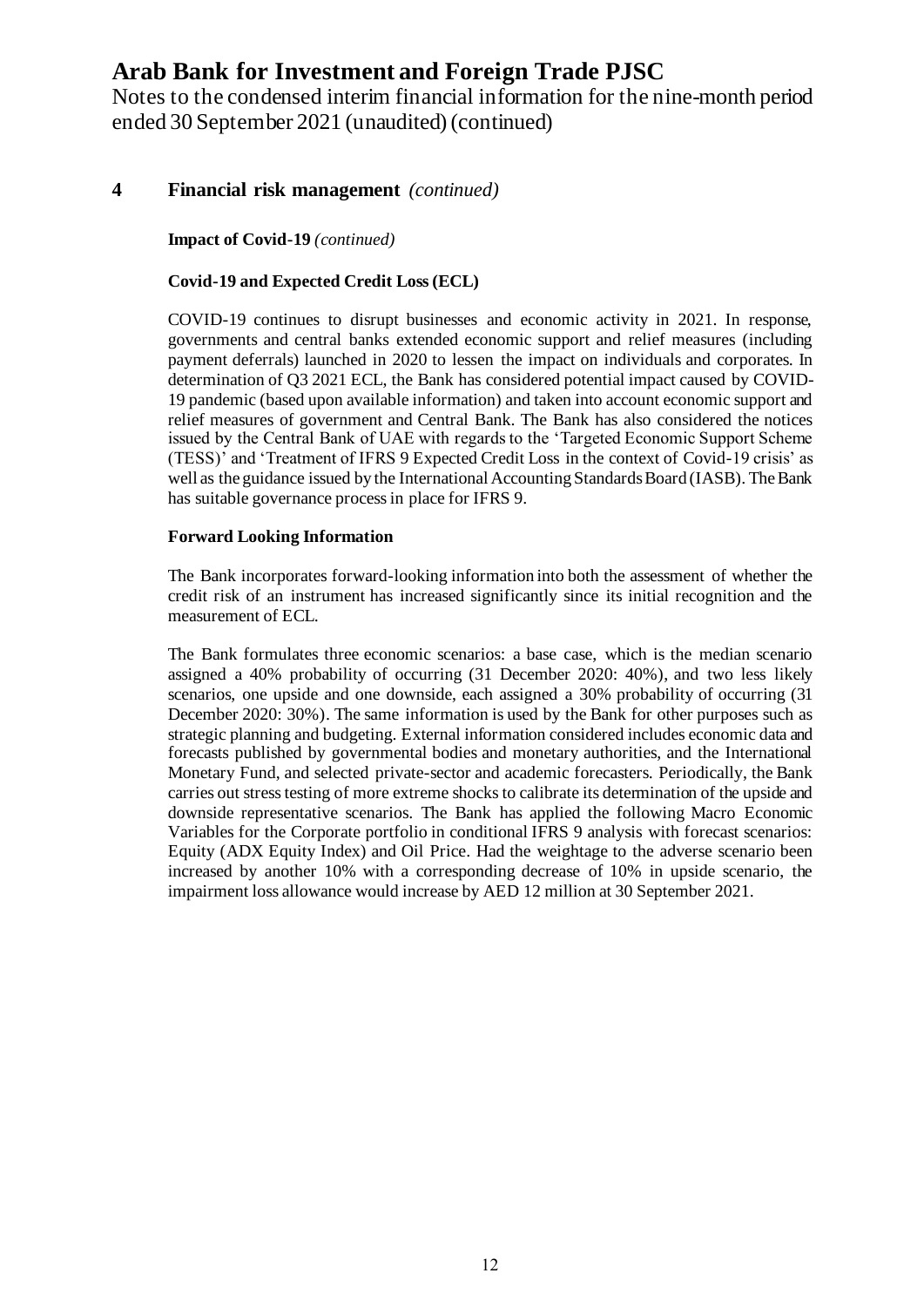# Arab Bank for Investment and Foreign Trade PJSC

Notes to the condensed interim financial information for the nine-month period ended 30 September 2021 (unaudited) (continued)

## 4 Financial risk management *(continued)*

**Impact of Covid-19** *(continued)*

**Covid-19 and Expected Credit Loss (ECL)**

COVID-19 continues to disrupt businesses and economic activity in 2021. In response, governments and central banks extended economic support and relief measures (including payment deferrals) launched in 2020 to lessen the impact on individuals and corporates. In determination of Q3 2021 ECL, the Bank has considered potential impact caused by COVID-19 pandemic (based upon available information) and taken into account economic support and relief measures of government and Central Bank. The Bank has also considered the notices issued by the Central Bank of UAE with regards to the 'Targeted Economic Support Scheme (TESS)' and 'Treatment of IFRS 9 Expected Credit Loss in the context of Covid-19 crisis' as well as the guidance issued by the International Accounting Standards Board (IASB). The Bank has suitable governance process in place for IFRS 9.

**Forward Looking Information**

The Bank incorporates forward-looking information into both the assessment of whether the credit risk of an instrument has increased significantly since its initial recognition and the measurement of ECL.

The Bank formulates three economic scenarios: a base case, which is the median scenario assigned a 40% probability of occurring (31 December 2020: 40%), and two less likely scenarios, one upside and one downside, each assigned a 30% probability of occurring (31 December 2020: 30%). The same information is used by the Bank for other purposes such as strategic planning and budgeting. External information considered includes economic data and forecasts published by governmental bodies and monetary authorities, and the International Monetary Fund, and selected private-sector and academic forecasters. Periodically, the Bank carries out stress testing of more extreme shocks to calibrate its determination of the upside and downside representative scenarios. The Bank has applied the following Macro Economic Variables for the Corporate portfolio in conditional IFRS 9 analysis with forecast scenarios: Equity (ADX Equity Index) and Oil Price. Had the weightage to the adverse scenario been increased by another 10% with a corresponding decrease of 10% in upside scenario, the impairment loss allowance would increase by AED 12 million at 30 September 2021.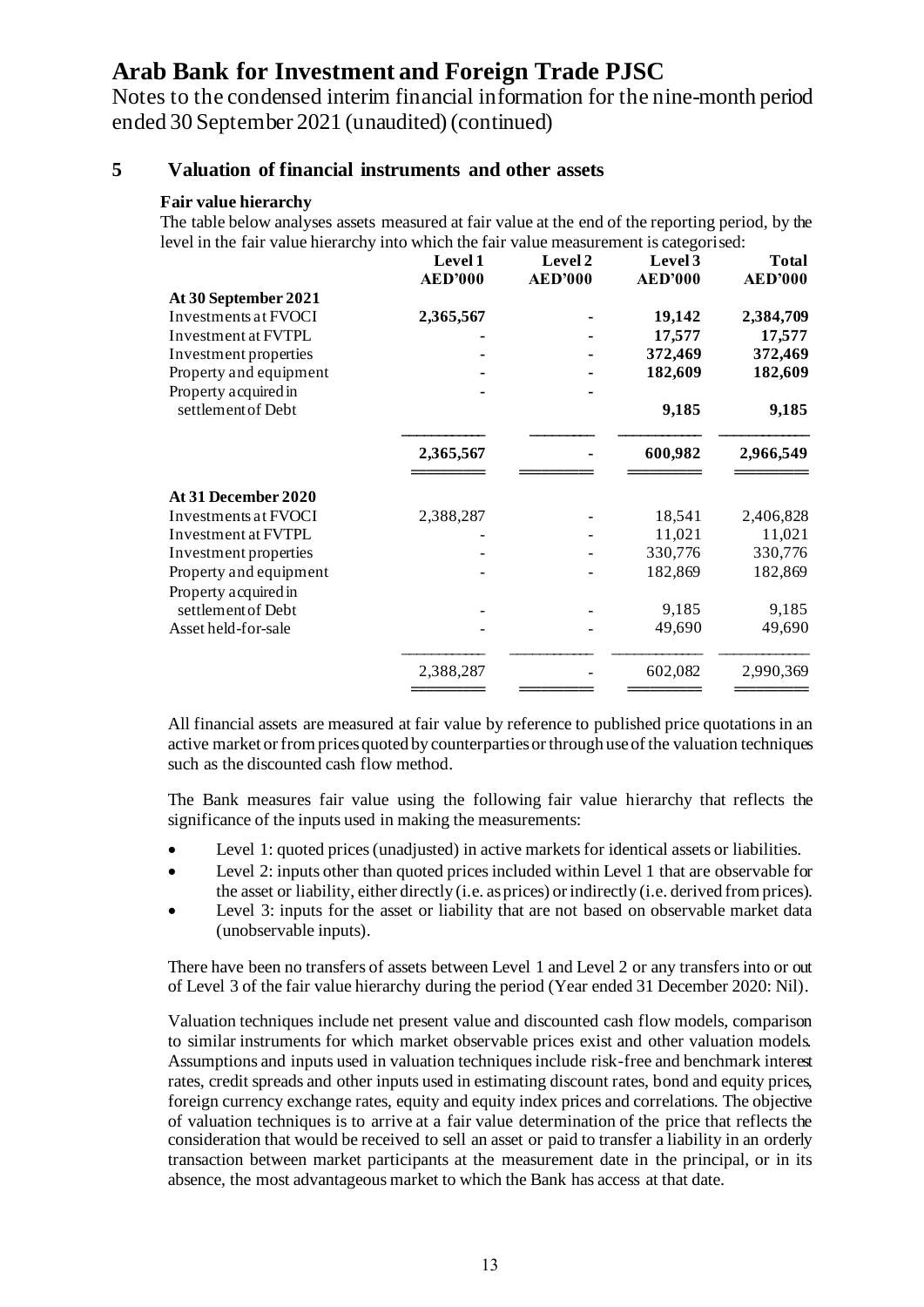# Arab Bank for Investment and Foreign Trade PJSC

Notes to the condensed interim financial information for the nine-month period ended 30 September 2021 (unaudited) (continued)

## 5 Valuation of financial instruments and other assets

### Fair value hierarchy

The table below analyses assets measured at fair value at the end of the reporting period, by the level in the fair value hierarchy into which the fair value measurement is categorised:

| | Level 1 AED'000 | Level 2 AED'000 | Level 3 AED'000 | Total AED'000 |
|---|---|---|---|---|
| **At 30 September 2021** | | | | |
| Investments at FVOCI | **2,365,567** | **-** | **19,142** | **2,384,709** |
| Investment at FVTPL | **-** | **-** | **17,577** | **17,577** |
| Investment properties | **-** | **-** | **372,469** | **372,469** |
| Property and equipment | **-** | **-** | **182,609** | **182,609** |
| Property acquired in settlement of Debt | **-** | **-** | **9,185** | **9,185** |
| | **2,365,567** | **-** | **600,982** | **2,966,549** |
| **At 31 December 2020** | | | | |
| Investments at FVOCI | 2,388,287 | - | 18,541 | 2,406,828 |
| Investment at FVTPL | - | - | 11,021 | 11,021 |
| Investment properties | - | - | 330,776 | 330,776 |
| Property and equipment | - | - | 182,869 | 182,869 |
| Property acquired in settlement of Debt | - | - | 9,185 | 9,185 |
| Asset held-for-sale | - | - | 49,690 | 49,690 |
| | 2,388,287 | - | 602,082 | 2,990,369 |

All financial assets are measured at fair value by reference to published price quotations in an active market or from prices quoted by counterparties or through use of the valuation techniques such as the discounted cash flow method.

The Bank measures fair value using the following fair value hierarchy that reflects the significance of the inputs used in making the measurements:

- Level 1: quoted prices (unadjusted) in active markets for identical assets or liabilities.
- Level 2: inputs other than quoted prices included within Level 1 that are observable for the asset or liability, either directly (i.e. as prices) or indirectly (i.e. derived from prices).
- Level 3: inputs for the asset or liability that are not based on observable market data (unobservable inputs).

There have been no transfers of assets between Level 1 and Level 2 or any transfers into or out of Level 3 of the fair value hierarchy during the period (Year ended 31 December 2020: Nil).

Valuation techniques include net present value and discounted cash flow models, comparison to similar instruments for which market observable prices exist and other valuation models. Assumptions and inputs used in valuation techniques include risk-free and benchmark interest rates, credit spreads and other inputs used in estimating discount rates, bond and equity prices, foreign currency exchange rates, equity and equity index prices and correlations. The objective of valuation techniques is to arrive at a fair value determination of the price that reflects the consideration that would be received to sell an asset or paid to transfer a liability in an orderly transaction between market participants at the measurement date in the principal, or in its absence, the most advantageous market to which the Bank has access at that date.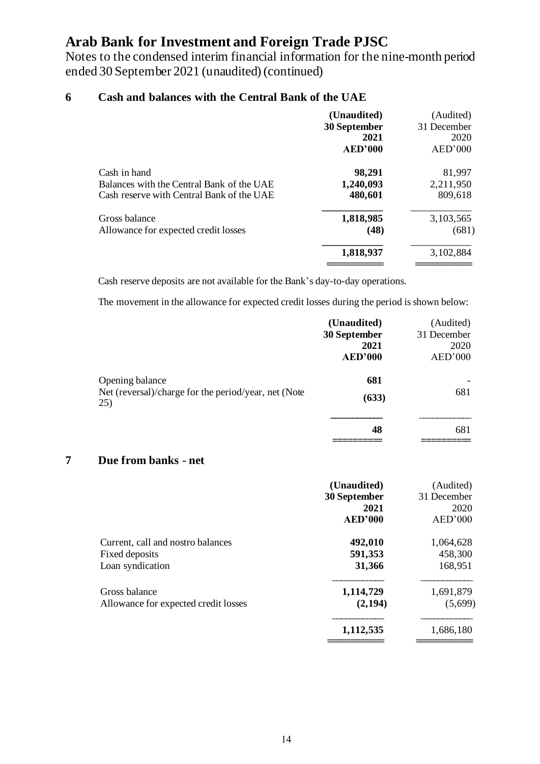# Arab Bank for Investment and Foreign Trade PJSC

Notes to the condensed interim financial information for the nine-month period ended 30 September 2021 (unaudited) (continued)

## 6 Cash and balances with the Central Bank of the UAE

| | **(Unaudited) 30 September 2021 AED'000** | (Audited) 31 December 2020 AED'000 |
|---|---|---|
| Cash in hand | **98,291** | 81,997 |
| Balances with the Central Bank of the UAE | **1,240,093** | 2,211,950 |
| Cash reserve with Central Bank of the UAE | **480,601** | 809,618 |
| Gross balance | **1,818,985** | 3,103,565 |
| Allowance for expected credit losses | **(48)** | (681) |
| | **1,818,937** | 3,102,884 |

Cash reserve deposits are not available for the Bank's day-to-day operations.

The movement in the allowance for expected credit losses during the period is shown below:

| | **(Unaudited) 30 September 2021 AED'000** | (Audited) 31 December 2020 AED'000 |
|---|---|---|
| Opening balance | **681** | - |
| Net (reversal)/charge for the period/year, net (Note 25) | **(633)** | 681 |
| | **48** | 681 |

## 7 Due from banks - net

| | **(Unaudited) 30 September 2021 AED'000** | (Audited) 31 December 2020 AED'000 |
|---|---|---|
| Current, call and nostro balances | **492,010** | 1,064,628 |
| Fixed deposits | **591,353** | 458,300 |
| Loan syndication | **31,366** | 168,951 |
| Gross balance | **1,114,729** | 1,691,879 |
| Allowance for expected credit losses | **(2,194)** | (5,699) |
| | **1,112,535** | 1,686,180 |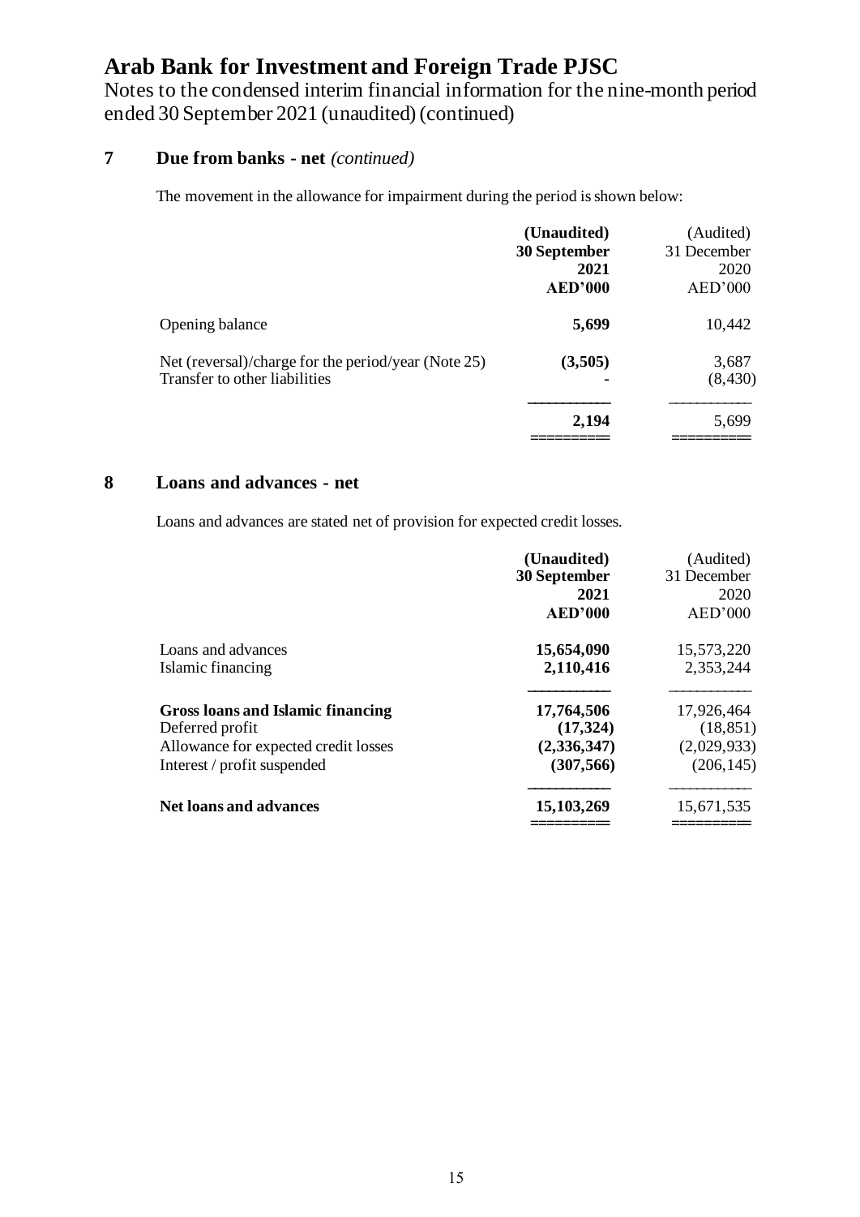# Arab Bank for Investment and Foreign Trade PJSC

Notes to the condensed interim financial information for the nine-month period ended 30 September 2021 (unaudited) (continued)

## 7 Due from banks - net *(continued)*

The movement in the allowance for impairment during the period is shown below:

| | **(Unaudited) 30 September 2021 AED'000** | (Audited) 31 December 2020 AED'000 |
|---|---|---|
| Opening balance | **5,699** | 10,442 |
| Net (reversal)/charge for the period/year (Note 25) | **(3,505)** | 3,687 |
| Transfer to other liabilities | **-** | (8,430) |
| | **2,194** | 5,699 |

## 8 Loans and advances - net

Loans and advances are stated net of provision for expected credit losses.

| | **(Unaudited) 30 September 2021 AED'000** | (Audited) 31 December 2020 AED'000 |
|---|---|---|
| Loans and advances | **15,654,090** | 15,573,220 |
| Islamic financing | **2,110,416** | 2,353,244 |
| **Gross loans and Islamic financing** | **17,764,506** | 17,926,464 |
| Deferred profit | **(17,324)** | (18,851) |
| Allowance for expected credit losses | **(2,336,347)** | (2,029,933) |
| Interest / profit suspended | **(307,566)** | (206,145) |
| **Net loans and advances** | **15,103,269** | 15,671,535 |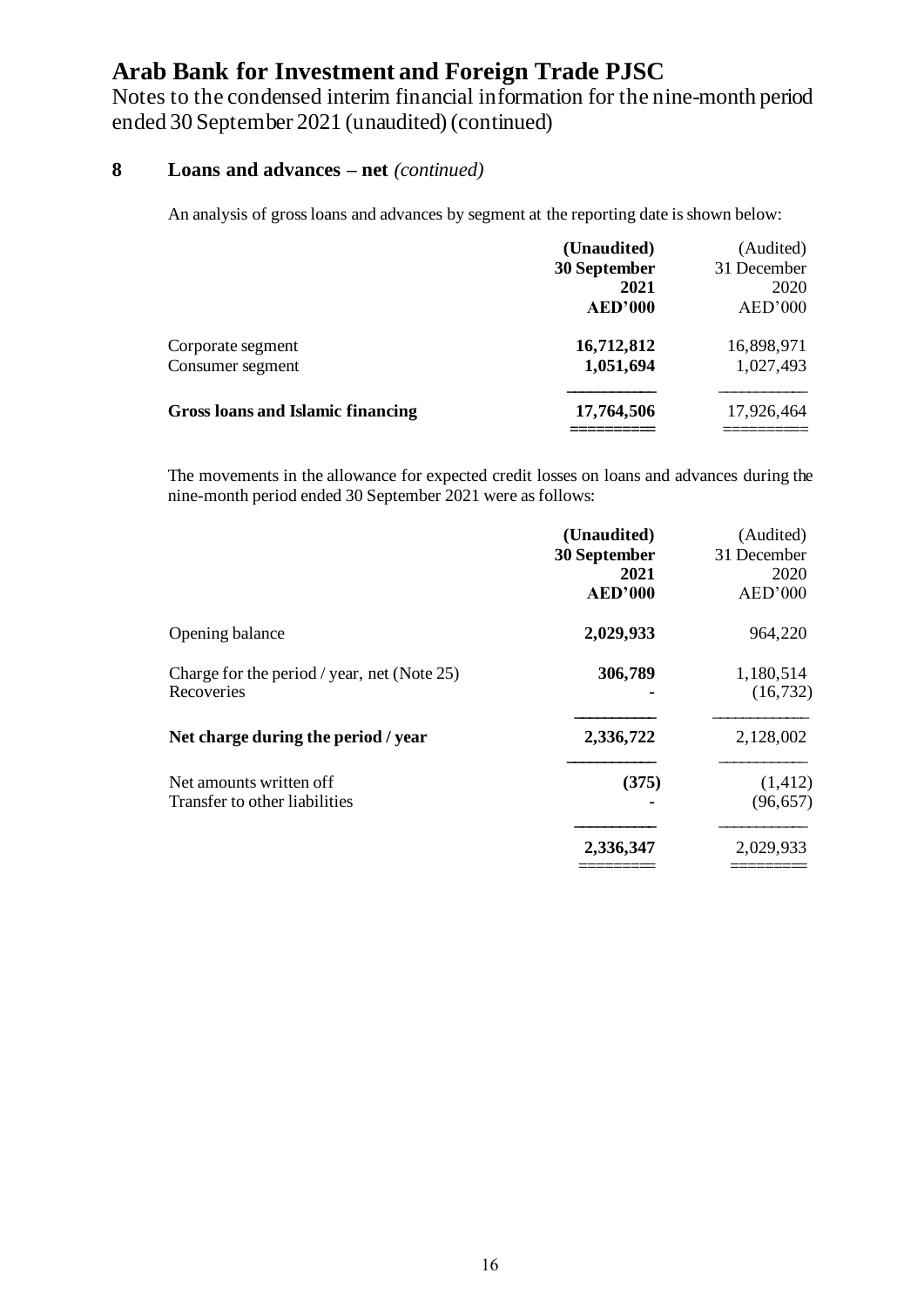# Arab Bank for Investment and Foreign Trade PJSC

Notes to the condensed interim financial information for the nine-month period ended 30 September 2021 (unaudited) (continued)

## 8 Loans and advances – net *(continued)*

An analysis of gross loans and advances by segment at the reporting date is shown below:

| | **(Unaudited) 30 September 2021 AED'000** | (Audited) 31 December 2020 AED'000 |
|---|---|---|
| Corporate segment | **16,712,812** | 16,898,971 |
| Consumer segment | **1,051,694** | 1,027,493 |
| **Gross loans and Islamic financing** | **17,764,506** | 17,926,464 |

The movements in the allowance for expected credit losses on loans and advances during the nine-month period ended 30 September 2021 were as follows:

| | **(Unaudited) 30 September 2021 AED'000** | (Audited) 31 December 2020 AED'000 |
|---|---|---|
| Opening balance | **2,029,933** | 964,220 |
| Charge for the period / year, net (Note 25) | **306,789** | 1,180,514 |
| Recoveries | **-** | (16,732) |
| **Net charge during the period / year** | **2,336,722** | 2,128,002 |
| Net amounts written off | **(375)** | (1,412) |
| Transfer to other liabilities | **-** | (96,657) |
| | **2,336,347** | 2,029,933 |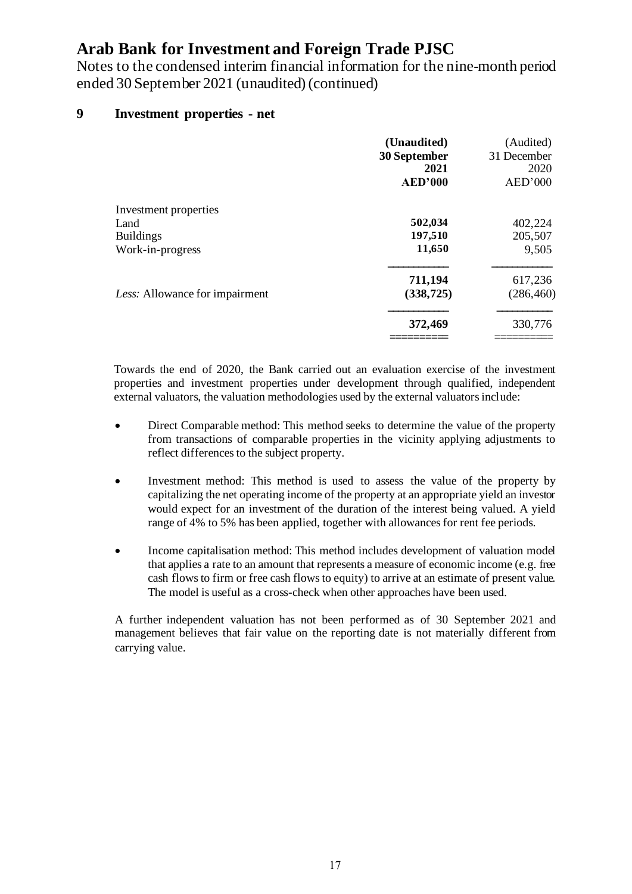# Arab Bank for Investment and Foreign Trade PJSC

Notes to the condensed interim financial information for the nine-month period ended 30 September 2021 (unaudited) (continued)

## 9 Investment properties - net

| | **(Unaudited) 30 September 2021 AED'000** | (Audited) 31 December 2020 AED'000 |
|---|---|---|
| Investment properties | | |
| Land | **502,034** | 402,224 |
| Buildings | **197,510** | 205,507 |
| Work-in-progress | **11,650** | 9,505 |
| | **711,194** | 617,236 |
| *Less:* Allowance for impairment | **(338,725)** | (286,460) |
| | **372,469** | 330,776 |

Towards the end of 2020, the Bank carried out an evaluation exercise of the investment properties and investment properties under development through qualified, independent external valuators, the valuation methodologies used by the external valuators include:

- Direct Comparable method: This method seeks to determine the value of the property from transactions of comparable properties in the vicinity applying adjustments to reflect differences to the subject property.
- Investment method: This method is used to assess the value of the property by capitalizing the net operating income of the property at an appropriate yield an investor would expect for an investment of the duration of the interest being valued. A yield range of 4% to 5% has been applied, together with allowances for rent fee periods.
- Income capitalisation method: This method includes development of valuation model that applies a rate to an amount that represents a measure of economic income (e.g. free cash flows to firm or free cash flows to equity) to arrive at an estimate of present value. The model is useful as a cross-check when other approaches have been used.

A further independent valuation has not been performed as of 30 September 2021 and management believes that fair value on the reporting date is not materially different from carrying value.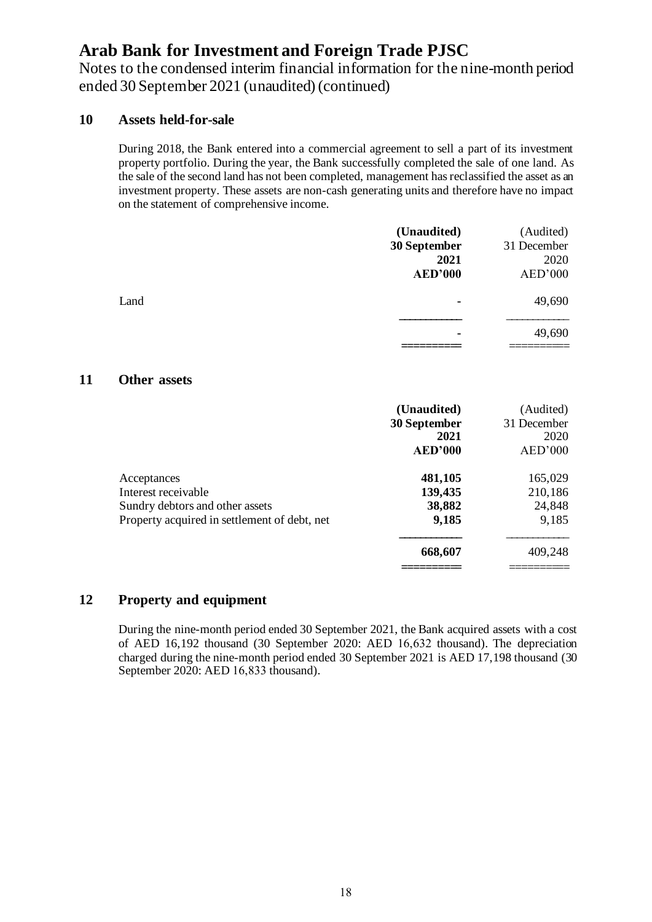# Arab Bank for Investment and Foreign Trade PJSC

Notes to the condensed interim financial information for the nine-month period ended 30 September 2021 (unaudited) (continued)

## 10 Assets held-for-sale

During 2018, the Bank entered into a commercial agreement to sell a part of its investment property portfolio. During the year, the Bank successfully completed the sale of one land. As the sale of the second land has not been completed, management has reclassified the asset as an investment property. These assets are non-cash generating units and therefore have no impact on the statement of comprehensive income.

| | (Unaudited) 30 September 2021 AED'000 | (Audited) 31 December 2020 AED'000 |
|---|---|---|
| Land | - | 49,690 |
| | - | 49,690 |

## 11 Other assets

| | (Unaudited) 30 September 2021 AED'000 | (Audited) 31 December 2020 AED'000 |
|---|---|---|
| Acceptances | **481,105** | 165,029 |
| Interest receivable | **139,435** | 210,186 |
| Sundry debtors and other assets | **38,882** | 24,848 |
| Property acquired in settlement of debt, net | **9,185** | 9,185 |
| | **668,607** | 409,248 |

## 12 Property and equipment

During the nine-month period ended 30 September 2021, the Bank acquired assets with a cost of AED 16,192 thousand (30 September 2020: AED 16,632 thousand). The depreciation charged during the nine-month period ended 30 September 2021 is AED 17,198 thousand (30 September 2020: AED 16,833 thousand).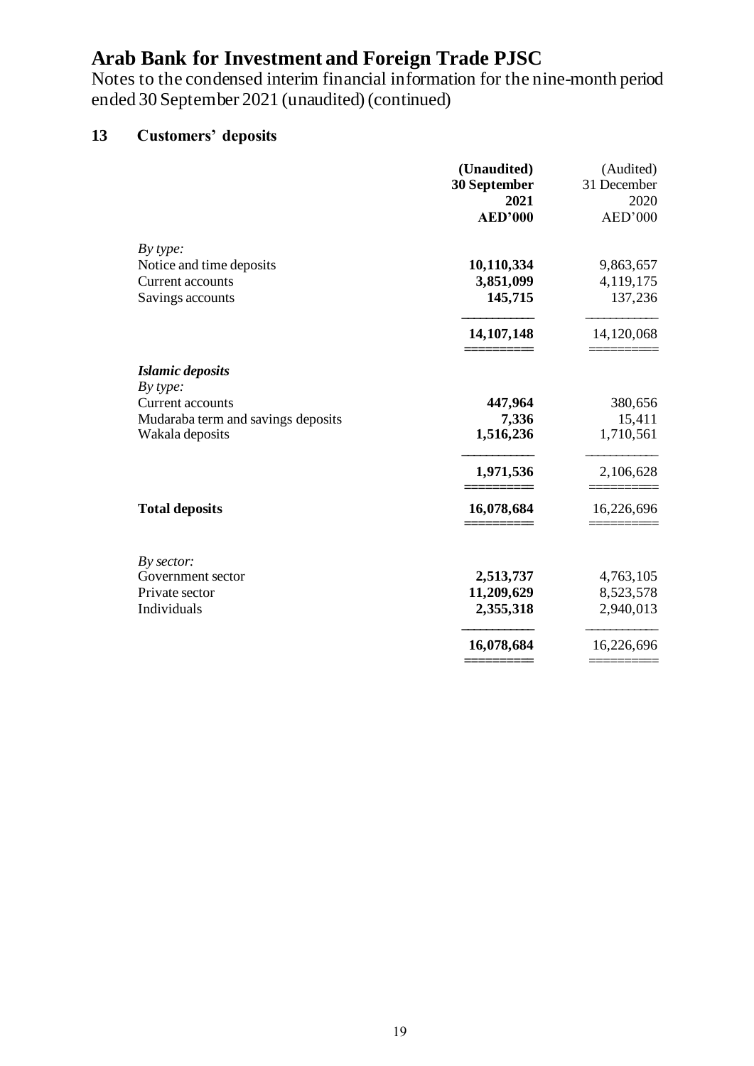# Arab Bank for Investment and Foreign Trade PJSC

Notes to the condensed interim financial information for the nine-month period ended 30 September 2021 (unaudited) (continued)

## 13 Customers' deposits

| | **(Unaudited) 30 September 2021 AED'000** | (Audited) 31 December 2020 AED'000 |
|---|---|---|
| *By type:* | | |
| Notice and time deposits | **10,110,334** | 9,863,657 |
| Current accounts | **3,851,099** | 4,119,175 |
| Savings accounts | **145,715** | 137,236 |
| | **14,107,148** | 14,120,068 |
| ***Islamic deposits*** | | |
| *By type:* | | |
| Current accounts | **447,964** | 380,656 |
| Mudaraba term and savings deposits | **7,336** | 15,411 |
| Wakala deposits | **1,516,236** | 1,710,561 |
| | **1,971,536** | 2,106,628 |
| **Total deposits** | **16,078,684** | 16,226,696 |
| *By sector:* | | |
| Government sector | **2,513,737** | 4,763,105 |
| Private sector | **11,209,629** | 8,523,578 |
| Individuals | **2,355,318** | 2,940,013 |
| | **16,078,684** | 16,226,696 |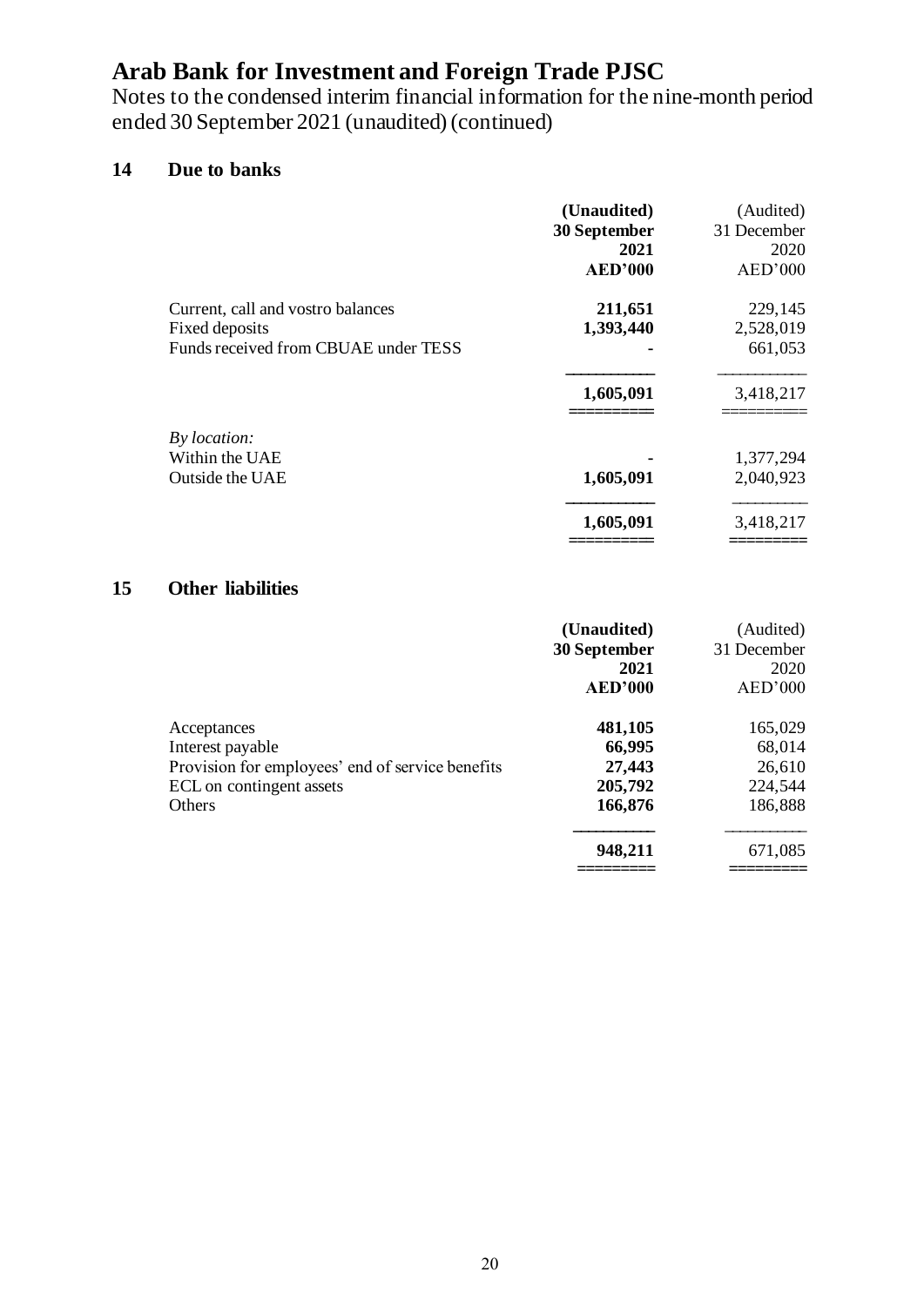# Arab Bank for Investment and Foreign Trade PJSC

Notes to the condensed interim financial information for the nine-month period ended 30 September 2021 (unaudited) (continued)

## 14 Due to banks

| | (Unaudited) 30 September 2021 AED'000 | (Audited) 31 December 2020 AED'000 |
|---|---|---|
| Current, call and vostro balances | **211,651** | 229,145 |
| Fixed deposits | **1,393,440** | 2,528,019 |
| Funds received from CBUAE under TESS | **-** | 661,053 |
| | **1,605,091** | 3,418,217 |
| *By location:* | | |
| Within the UAE | **-** | 1,377,294 |
| Outside the UAE | **1,605,091** | 2,040,923 |
| | **1,605,091** | 3,418,217 |

## 15 Other liabilities

| | (Unaudited) 30 September 2021 AED'000 | (Audited) 31 December 2020 AED'000 |
|---|---|---|
| Acceptances | **481,105** | 165,029 |
| Interest payable | **66,995** | 68,014 |
| Provision for employees' end of service benefits | **27,443** | 26,610 |
| ECL on contingent assets | **205,792** | 224,544 |
| Others | **166,876** | 186,888 |
| | **948,211** | 671,085 |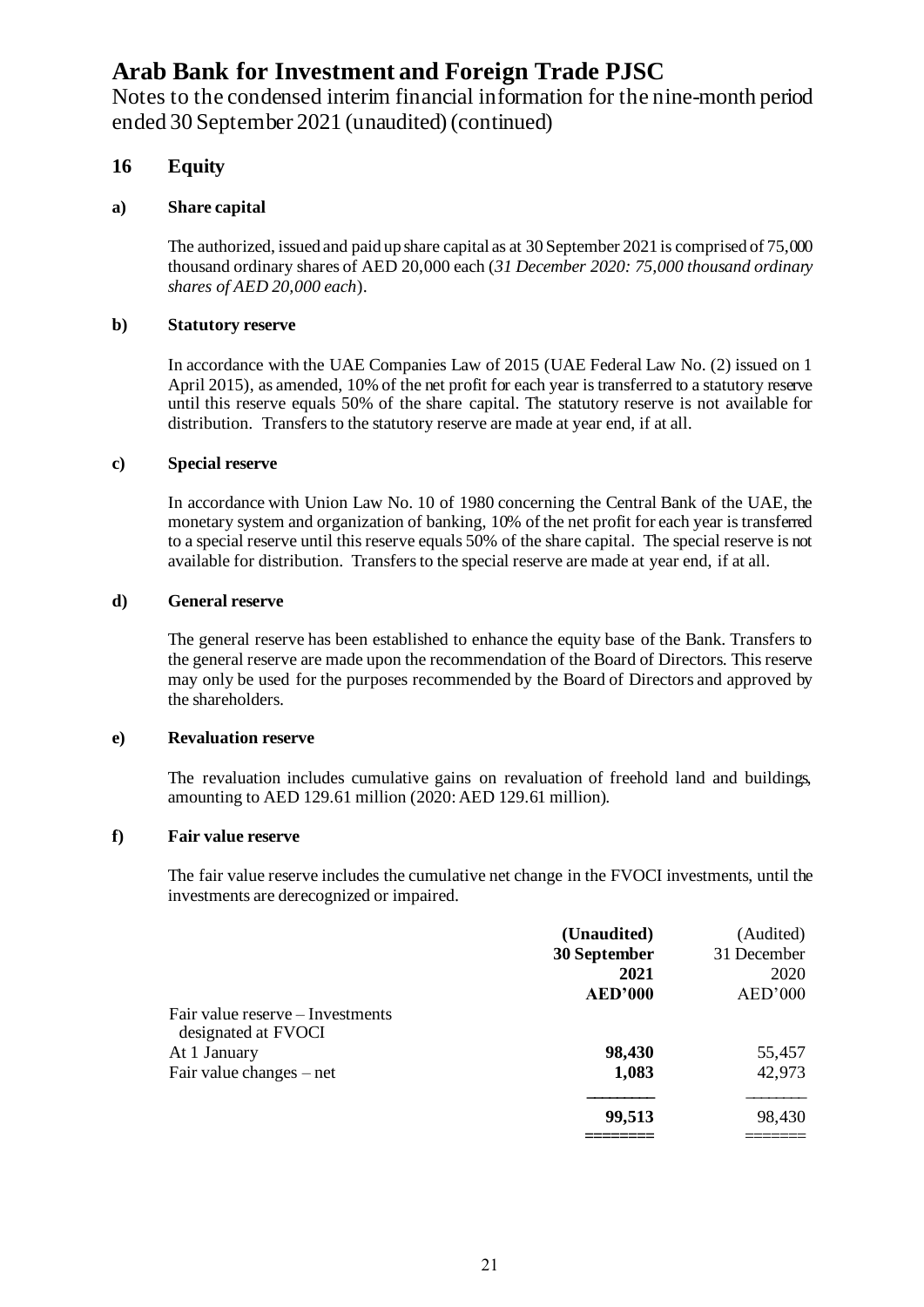# Arab Bank for Investment and Foreign Trade PJSC

Notes to the condensed interim financial information for the nine-month period ended 30 September 2021 (unaudited) (continued)

## 16 Equity

### a) Share capital

The authorized, issued and paid up share capital as at 30 September 2021 is comprised of 75,000 thousand ordinary shares of AED 20,000 each (*31 December 2020: 75,000 thousand ordinary shares of AED 20,000 each*).

### b) Statutory reserve

In accordance with the UAE Companies Law of 2015 (UAE Federal Law No. (2) issued on 1 April 2015), as amended, 10% of the net profit for each year is transferred to a statutory reserve until this reserve equals 50% of the share capital. The statutory reserve is not available for distribution. Transfers to the statutory reserve are made at year end, if at all.

### c) Special reserve

In accordance with Union Law No. 10 of 1980 concerning the Central Bank of the UAE, the monetary system and organization of banking, 10% of the net profit for each year is transferred to a special reserve until this reserve equals 50% of the share capital. The special reserve is not available for distribution. Transfers to the special reserve are made at year end, if at all.

### d) General reserve

The general reserve has been established to enhance the equity base of the Bank. Transfers to the general reserve are made upon the recommendation of the Board of Directors. This reserve may only be used for the purposes recommended by the Board of Directors and approved by the shareholders.

### e) Revaluation reserve

The revaluation includes cumulative gains on revaluation of freehold land and buildings, amounting to AED 129.61 million (2020: AED 129.61 million).

### f) Fair value reserve

The fair value reserve includes the cumulative net change in the FVOCI investments, until the investments are derecognized or impaired.

| | **(Unaudited) 30 September 2021 AED'000** | (Audited) 31 December 2020 AED'000 |
|---|---|---|
| Fair value reserve – Investments designated at FVOCI | | |
| At 1 January | **98,430** | 55,457 |
| Fair value changes – net | **1,083** | 42,973 |
| | **99,513** | 98,430 |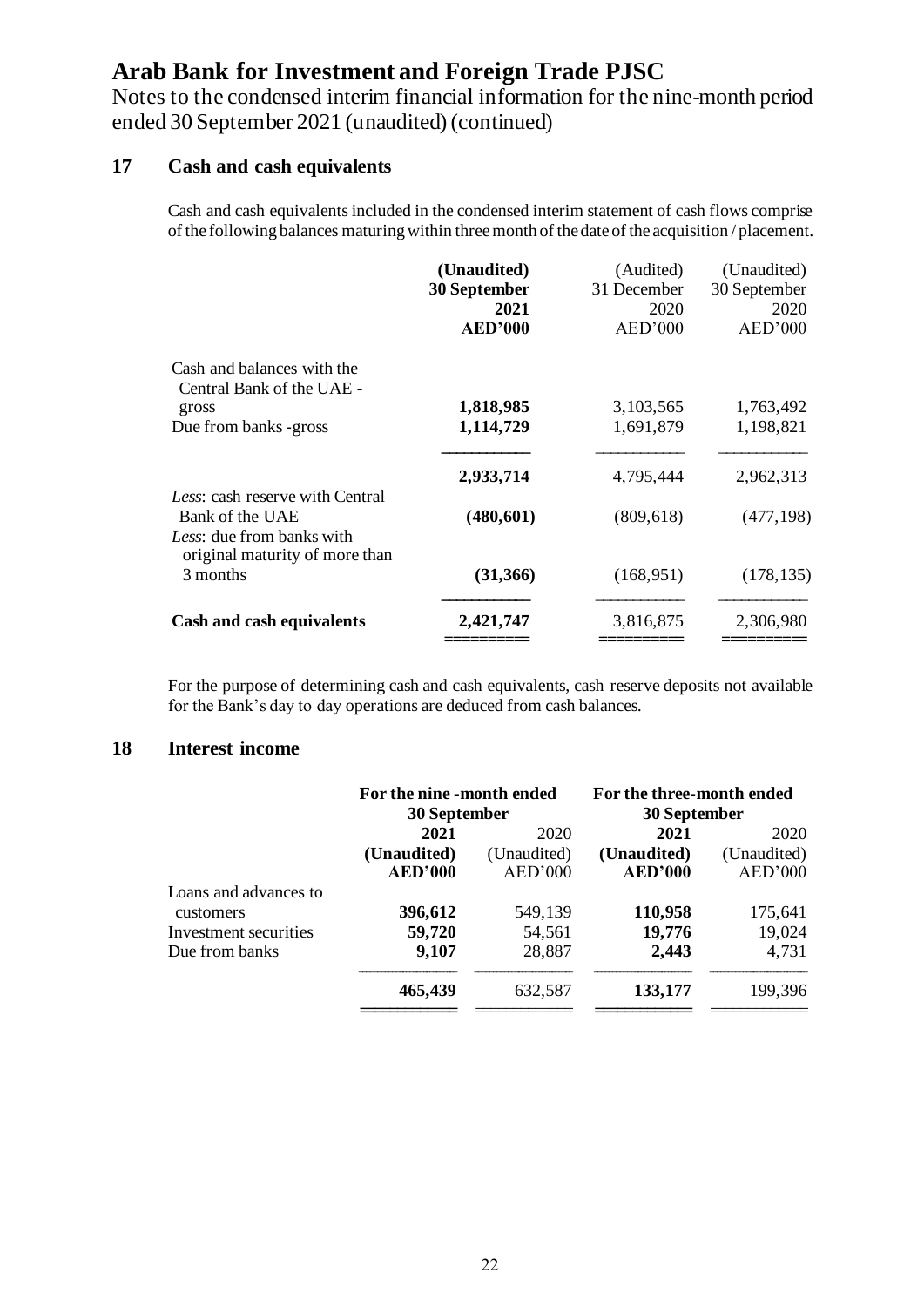# Arab Bank for Investment and Foreign Trade PJSC

Notes to the condensed interim financial information for the nine-month period ended 30 September 2021 (unaudited) (continued)

## 17 Cash and cash equivalents

Cash and cash equivalents included in the condensed interim statement of cash flows comprise of the following balances maturing within three month of the date of the acquisition / placement.

| | **(Unaudited) 30 September 2021 AED'000** | (Audited) 31 December 2020 AED'000 | (Unaudited) 30 September 2020 AED'000 |
|---|---|---|---|
| Cash and balances with the Central Bank of the UAE - gross | **1,818,985** | 3,103,565 | 1,763,492 |
| Due from banks - gross | **1,114,729** | 1,691,879 | 1,198,821 |
| | **2,933,714** | 4,795,444 | 2,962,313 |
| *Less*: cash reserve with Central Bank of the UAE | **(480,601)** | (809,618) | (477,198) |
| *Less*: due from banks with original maturity of more than 3 months | **(31,366)** | (168,951) | (178,135) |
| **Cash and cash equivalents** | **2,421,747** | 3,816,875 | 2,306,980 |

For the purpose of determining cash and cash equivalents, cash reserve deposits not available for the Bank's day to day operations are deduced from cash balances.

## 18 Interest income

| | For the nine -month ended 30 September | | For the three-month ended 30 September | |
|---|---|---|---|---|
| | **2021 (Unaudited) AED'000** | 2020 (Unaudited) AED'000 | **2021 (Unaudited) AED'000** | 2020 (Unaudited) AED'000 |
| Loans and advances to customers | **396,612** | 549,139 | **110,958** | 175,641 |
| Investment securities | **59,720** | 54,561 | **19,776** | 19,024 |
| Due from banks | **9,107** | 28,887 | **2,443** | 4,731 |
| | **465,439** | 632,587 | **133,177** | 199,396 |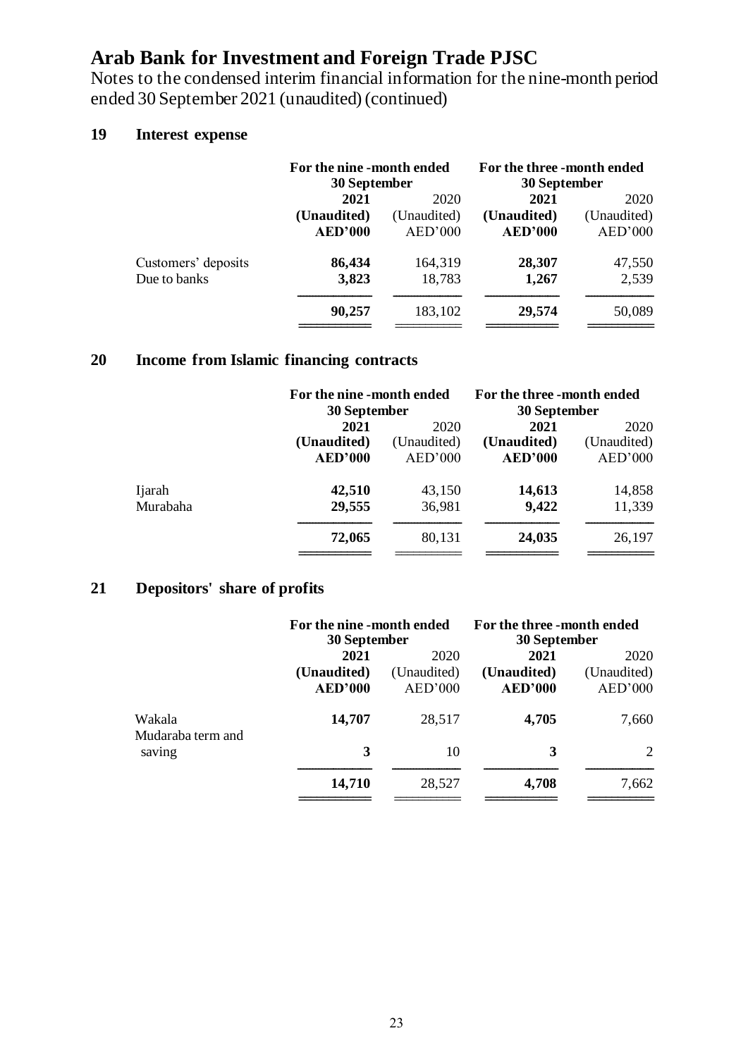# Arab Bank for Investment and Foreign Trade PJSC

Notes to the condensed interim financial information for the nine-month period ended 30 September 2021 (unaudited) (continued)

## 19 Interest expense

| | For the nine -month ended 30 September | | For the three -month ended 30 September | |
|---|---|---|---|---|
| | **2021** | 2020 | **2021** | 2020 |
| | **(Unaudited)** | (Unaudited) | **(Unaudited)** | (Unaudited) |
| | **AED'000** | AED'000 | **AED'000** | AED'000 |
| Customers' deposits | **86,434** | 164,319 | **28,307** | 47,550 |
| Due to banks | **3,823** | 18,783 | **1,267** | 2,539 |
| | **90,257** | 183,102 | **29,574** | 50,089 |

## 20 Income from Islamic financing contracts

| | For the nine -month ended 30 September | | For the three -month ended 30 September | |
|---|---|---|---|---|
| | **2021** | 2020 | **2021** | 2020 |
| | **(Unaudited)** | (Unaudited) | **(Unaudited)** | (Unaudited) |
| | **AED'000** | AED'000 | **AED'000** | AED'000 |
| Ijarah | **42,510** | 43,150 | **14,613** | 14,858 |
| Murabaha | **29,555** | 36,981 | **9,422** | 11,339 |
| | **72,065** | 80,131 | **24,035** | 26,197 |

## 21 Depositors' share of profits

| | For the nine -month ended 30 September | | For the three -month ended 30 September | |
|---|---|---|---|---|
| | **2021** | 2020 | **2021** | 2020 |
| | **(Unaudited)** | (Unaudited) | **(Unaudited)** | (Unaudited) |
| | **AED'000** | AED'000 | **AED'000** | AED'000 |
| Wakala | **14,707** | 28,517 | **4,705** | 7,660 |
| Mudaraba term and saving | **3** | 10 | **3** | 2 |
| | **14,710** | 28,527 | **4,708** | 7,662 |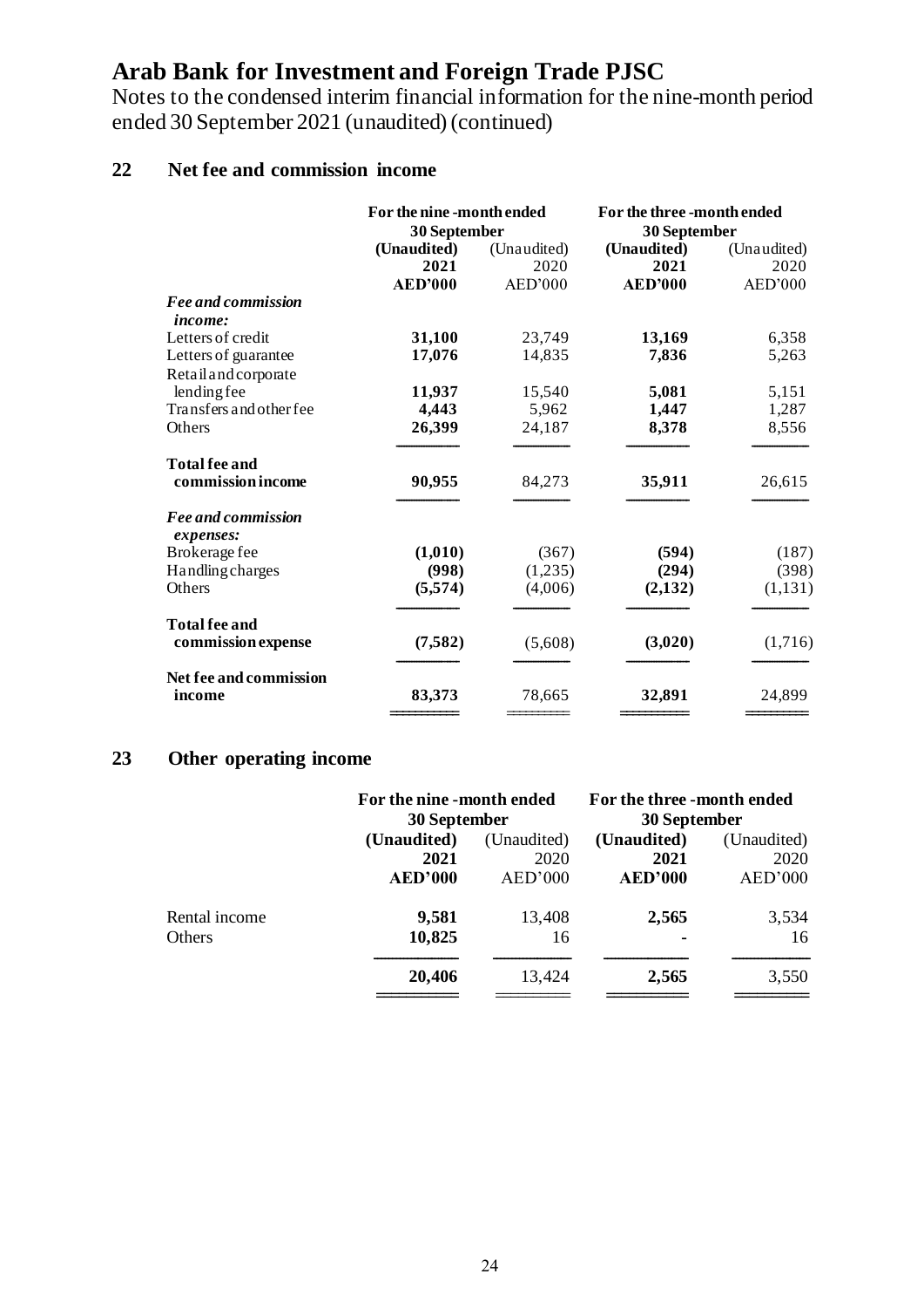# Arab Bank for Investment and Foreign Trade PJSC

Notes to the condensed interim financial information for the nine-month period ended 30 September 2021 (unaudited) (continued)

## 22 Net fee and commission income

| | For the nine -month ended 30 September | | For the three -month ended 30 September | |
|---|---|---|---|---|
| | **(Unaudited)** | (Unaudited) | **(Unaudited)** | (Unaudited) |
| | **2021** | 2020 | **2021** | 2020 |
| | **AED'000** | AED'000 | **AED'000** | AED'000 |
| ***Fee and commission income:*** | | | | |
| Letters of credit | **31,100** | 23,749 | **13,169** | 6,358 |
| Letters of guarantee | **17,076** | 14,835 | **7,836** | 5,263 |
| Retail and corporate lending fee | **11,937** | 15,540 | **5,081** | 5,151 |
| Transfers and other fee | **4,443** | 5,962 | **1,447** | 1,287 |
| Others | **26,399** | 24,187 | **8,378** | 8,556 |
| **Total fee and commission income** | **90,955** | 84,273 | **35,911** | 26,615 |
| ***Fee and commission expenses:*** | | | | |
| Brokerage fee | **(1,010)** | (367) | **(594)** | (187) |
| Handling charges | **(998)** | (1,235) | **(294)** | (398) |
| Others | **(5,574)** | (4,006) | **(2,132)** | (1,131) |
| **Total fee and commission expense** | **(7,582)** | (5,608) | **(3,020)** | (1,716) |
| **Net fee and commission income** | **83,373** | 78,665 | **32,891** | 24,899 |

## 23 Other operating income

| | For the nine -month ended 30 September | | For the three -month ended 30 September | |
|---|---|---|---|---|
| | **(Unaudited)** | (Unaudited) | **(Unaudited)** | (Unaudited) |
| | **2021** | 2020 | **2021** | 2020 |
| | **AED'000** | AED'000 | **AED'000** | AED'000 |
| Rental income | **9,581** | 13,408 | **2,565** | 3,534 |
| Others | **10,825** | 16 | **-** | 16 |
| | **20,406** | 13,424 | **2,565** | 3,550 |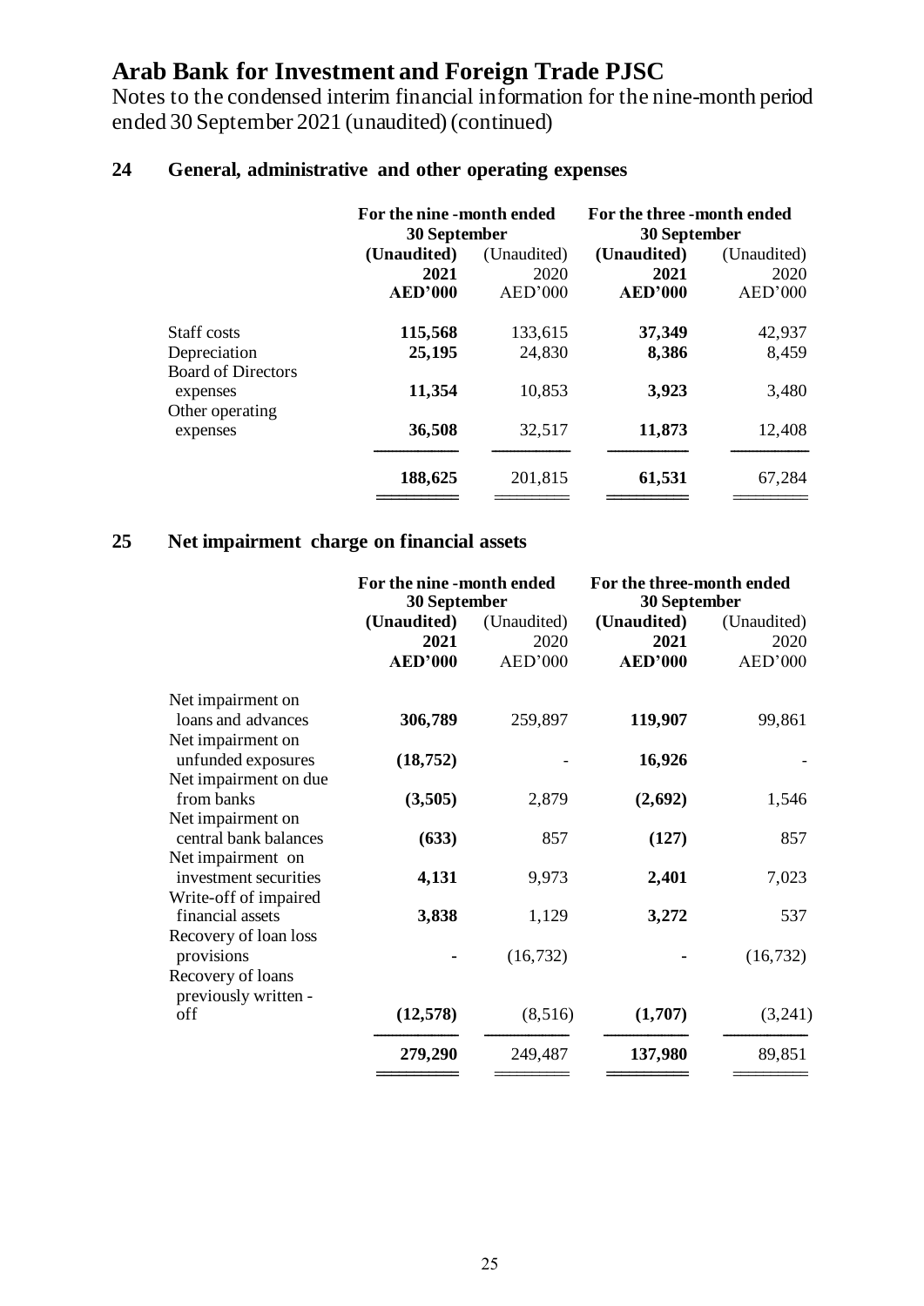# Arab Bank for Investment and Foreign Trade PJSC

Notes to the condensed interim financial information for the nine-month period ended 30 September 2021 (unaudited) (continued)

## 24 General, administrative and other operating expenses

| | For the nine-month ended 30 September | | For the three-month ended 30 September | |
|---|---|---|---|---|
| | **(Unaudited)** | (Unaudited) | **(Unaudited)** | (Unaudited) |
| | **2021** | 2020 | **2021** | 2020 |
| | **AED'000** | AED'000 | **AED'000** | AED'000 |
| Staff costs | **115,568** | 133,615 | **37,349** | 42,937 |
| Depreciation | **25,195** | 24,830 | **8,386** | 8,459 |
| Board of Directors expenses | **11,354** | 10,853 | **3,923** | 3,480 |
| Other operating expenses | **36,508** | 32,517 | **11,873** | 12,408 |
| | **188,625** | 201,815 | **61,531** | 67,284 |

## 25 Net impairment charge on financial assets

| | For the nine-month ended 30 September | | For the three-month ended 30 September | |
|---|---|---|---|---|
| | **(Unaudited)** | (Unaudited) | **(Unaudited)** | (Unaudited) |
| | **2021** | 2020 | **2021** | 2020 |
| | **AED'000** | AED'000 | **AED'000** | AED'000 |
| Net impairment on loans and advances | **306,789** | 259,897 | **119,907** | 99,861 |
| Net impairment on unfunded exposures | **(18,752)** | - | **16,926** | - |
| Net impairment on due from banks | **(3,505)** | 2,879 | **(2,692)** | 1,546 |
| Net impairment on central bank balances | **(633)** | 857 | **(127)** | 857 |
| Net impairment on investment securities | **4,131** | 9,973 | **2,401** | 7,023 |
| Write-off of impaired financial assets | **3,838** | 1,129 | **3,272** | 537 |
| Recovery of loan loss provisions | **-** | (16,732) | **-** | (16,732) |
| Recovery of loans previously written - off | **(12,578)** | (8,516) | **(1,707)** | (3,241) |
| | **279,290** | 249,487 | **137,980** | 89,851 |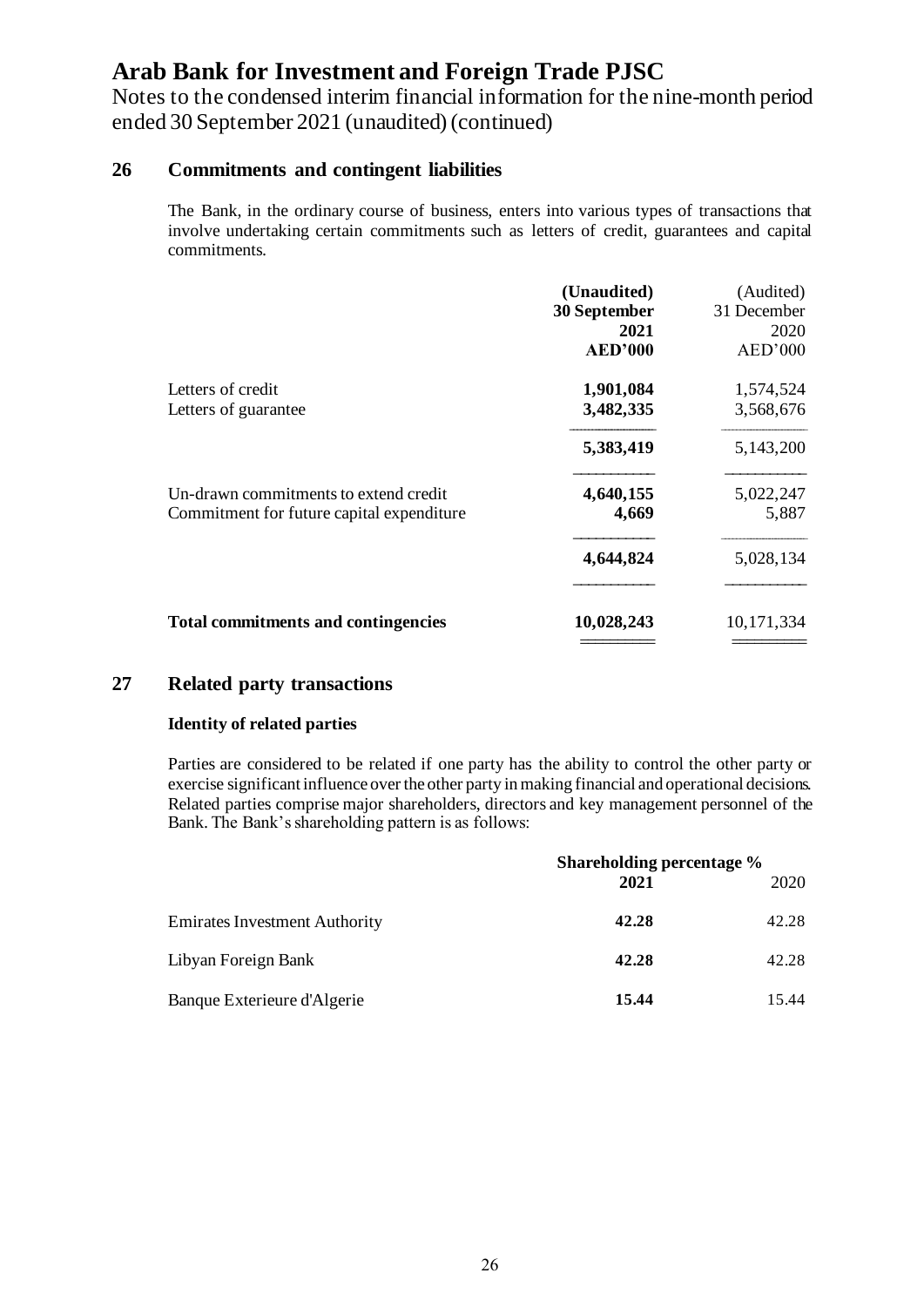# Arab Bank for Investment and Foreign Trade PJSC

Notes to the condensed interim financial information for the nine-month period ended 30 September 2021 (unaudited) (continued)

## 26 Commitments and contingent liabilities

The Bank, in the ordinary course of business, enters into various types of transactions that involve undertaking certain commitments such as letters of credit, guarantees and capital commitments.

| | **(Unaudited) 30 September 2021 AED'000** | (Audited) 31 December 2020 AED'000 |
|---|---|---|
| Letters of credit | **1,901,084** | 1,574,524 |
| Letters of guarantee | **3,482,335** | 3,568,676 |
| | **5,383,419** | 5,143,200 |
| Un-drawn commitments to extend credit | **4,640,155** | 5,022,247 |
| Commitment for future capital expenditure | **4,669** | 5,887 |
| | **4,644,824** | 5,028,134 |
| **Total commitments and contingencies** | **10,028,243** | 10,171,334 |

## 27 Related party transactions

### Identity of related parties

Parties are considered to be related if one party has the ability to control the other party or exercise significant influence over the other party in making financial and operational decisions. Related parties comprise major shareholders, directors and key management personnel of the Bank. The Bank's shareholding pattern is as follows:

| | **Shareholding percentage %** | |
|---|---|---|
| | **2021** | 2020 |
| Emirates Investment Authority | **42.28** | 42.28 |
| Libyan Foreign Bank | **42.28** | 42.28 |
| Banque Exterieure d'Algerie | **15.44** | 15.44 |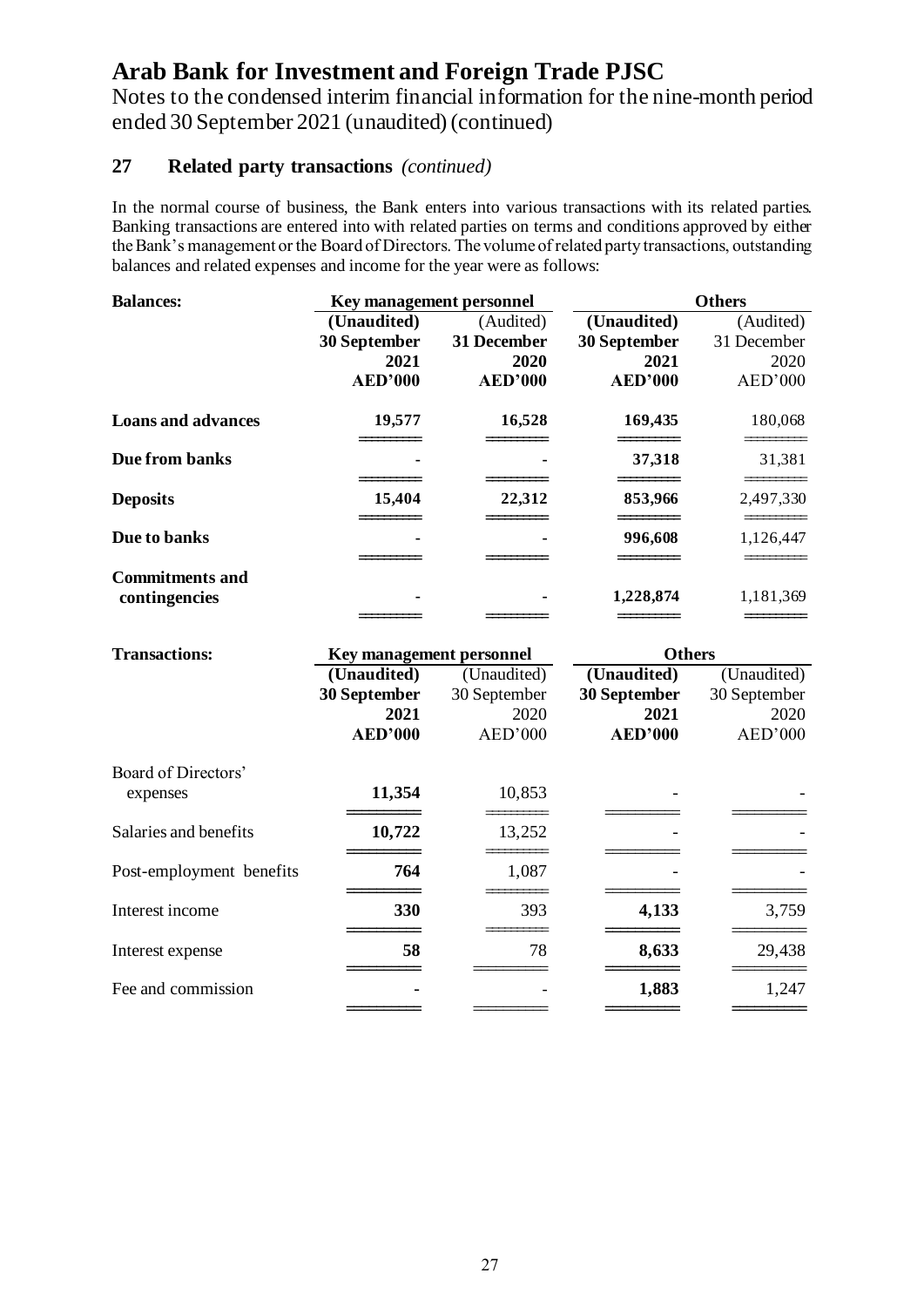# Arab Bank for Investment and Foreign Trade PJSC

Notes to the condensed interim financial information for the nine-month period ended 30 September 2021 (unaudited) (continued)

## 27 Related party transactions *(continued)*

In the normal course of business, the Bank enters into various transactions with its related parties. Banking transactions are entered into with related parties on terms and conditions approved by either the Bank's management or the Board of Directors. The volume of related party transactions, outstanding balances and related expenses and income for the year were as follows:

| **Balances:** | **Key management personnel** | | **Others** | |
|---|---|---|---|---|
| | **(Unaudited)** | (Audited) | **(Unaudited)** | (Audited) |
| | **30 September 2021** | **31 December 2020** | **30 September 2021** | 31 December 2020 |
| | **AED'000** | **AED'000** | **AED'000** | AED'000 |
| **Loans and advances** | **19,577** | **16,528** | **169,435** | 180,068 |
| **Due from banks** | **-** | **-** | **37,318** | 31,381 |
| **Deposits** | **15,404** | **22,312** | **853,966** | 2,497,330 |
| **Due to banks** | **-** | **-** | **996,608** | 1,126,447 |
| **Commitments and contingencies** | **-** | **-** | **1,228,874** | 1,181,369 |

| **Transactions:** | **Key management personnel** | | **Others** | |
|---|---|---|---|---|
| | **(Unaudited)** | (Unaudited) | **(Unaudited)** | (Unaudited) |
| | **30 September 2021** | 30 September 2020 | **30 September 2021** | 30 September 2020 |
| | **AED'000** | AED'000 | **AED'000** | AED'000 |
| Board of Directors' expenses | **11,354** | 10,853 | **-** | - |
| Salaries and benefits | **10,722** | 13,252 | **-** | - |
| Post-employment benefits | **764** | 1,087 | **-** | - |
| Interest income | **330** | 393 | **4,133** | 3,759 |
| Interest expense | **58** | 78 | **8,633** | 29,438 |
| Fee and commission | **-** | - | **1,883** | 1,247 |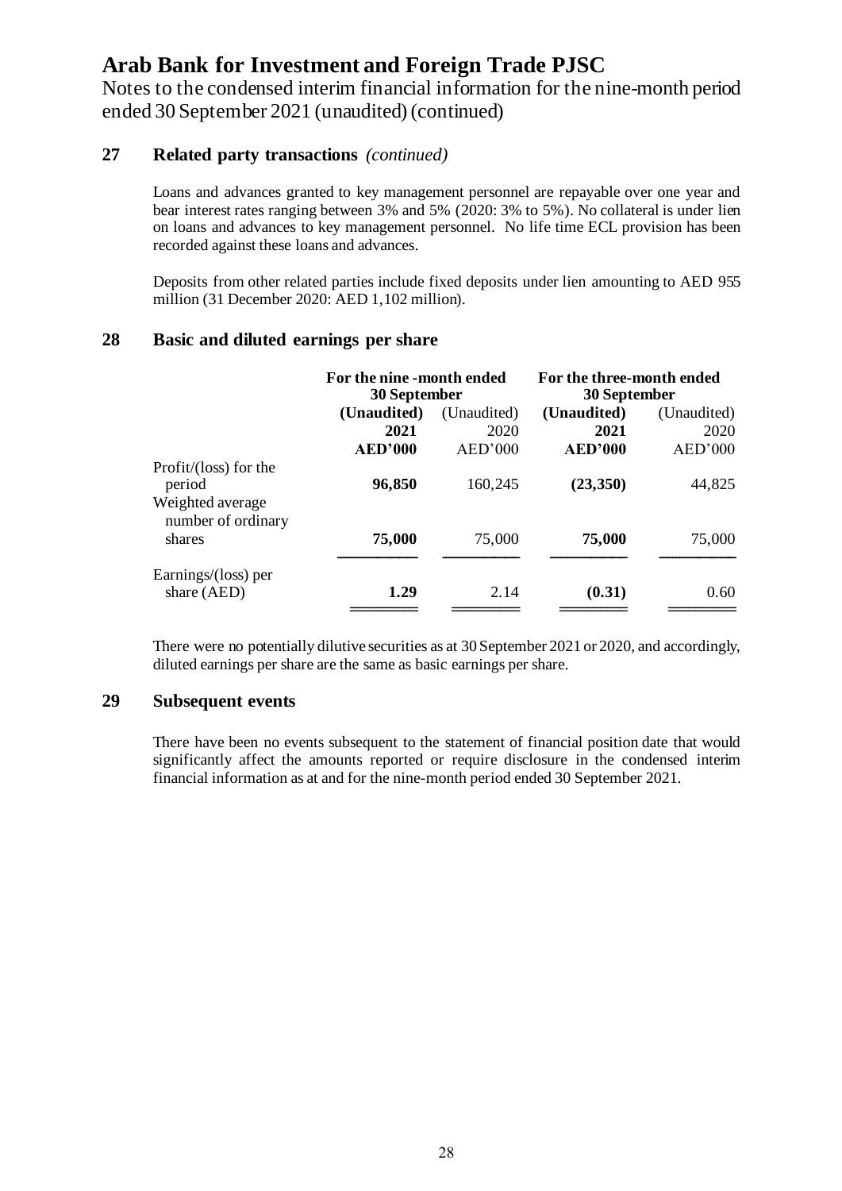# Arab Bank for Investment and Foreign Trade PJSC

Notes to the condensed interim financial information for the nine-month period ended 30 September 2021 (unaudited) (continued)

## 27 Related party transactions *(continued)*

Loans and advances granted to key management personnel are repayable over one year and bear interest rates ranging between 3% and 5% (2020: 3% to 5%). No collateral is under lien on loans and advances to key management personnel. No life time ECL provision has been recorded against these loans and advances.

Deposits from other related parties include fixed deposits under lien amounting to AED 955 million (31 December 2020: AED 1,102 million).

## 28 Basic and diluted earnings per share

| | For the nine -month ended 30 September | | For the three-month ended 30 September | |
|---|---|---|---|---|
| | **(Unaudited)** | (Unaudited) | **(Unaudited)** | (Unaudited) |
| | **2021** | 2020 | **2021** | 2020 |
| | **AED'000** | AED'000 | **AED'000** | AED'000 |
| Profit/(loss) for the period | **96,850** | 160,245 | **(23,350)** | 44,825 |
| Weighted average number of ordinary shares | **75,000** | 75,000 | **75,000** | 75,000 |
| Earnings/(loss) per share (AED) | **1.29** | 2.14 | **(0.31)** | 0.60 |

There were no potentially dilutive securities as at 30 September 2021 or 2020, and accordingly, diluted earnings per share are the same as basic earnings per share.

## 29 Subsequent events

There have been no events subsequent to the statement of financial position date that would significantly affect the amounts reported or require disclosure in the condensed interim financial information as at and for the nine-month period ended 30 September 2021.